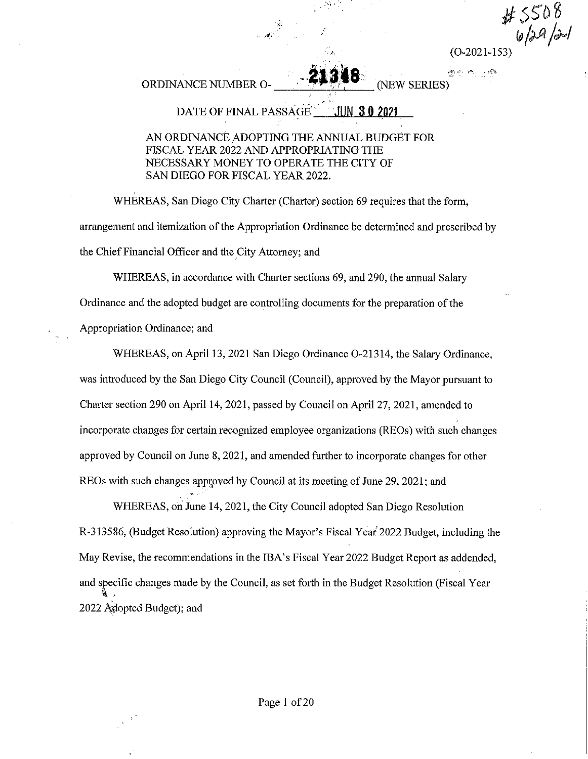#5508
6/29/21

(O-2021-153)

ORDINANCE NUMBER O- 21348 (NEW SERIES)

DATE OF FINAL PASSAGE JUN 30 2021

AN ORDINANCE ADOPTING THE ANNUAL BUDGET FOR FISCAL YEAR 2022 AND APPROPRIATING THE NECESSARY MONEY TO OPERATE THE CITY OF SAN DIEGO FOR FISCAL YEAR 2022.

WHEREAS, San Diego City Charter (Charter) section 69 requires that the form, arrangement and itemization of the Appropriation Ordinance be determined and prescribed by the Chief Financial Officer and the City Attorney; and

WHEREAS, in accordance with Charter sections 69, and 290, the annual Salary Ordinance and the adopted budget are controlling documents for the preparation of the Appropriation Ordinance; and

WHEREAS, on April 13, 2021 San Diego Ordinance O-21314, the Salary Ordinance, was introduced by the San Diego City Council (Council), approved by the Mayor pursuant to Charter section 290 on April 14, 2021, passed by Council on April 27, 2021, amended to incorporate changes for certain recognized employee organizations (REOs) with such changes approved by Council on June 8, 2021, and amended further to incorporate changes for other REOs with such changes approved by Council at its meeting of June 29, 2021; and

WHEREAS, on June 14, 2021, the City Council adopted San Diego Resolution R-313586, (Budget Resolution) approving the Mayor's Fiscal Year 2022 Budget, including the May Revise, the recommendations in the IBA's Fiscal Year 2022 Budget Report as addended, and specific changes made by the Council, as set forth in the Budget Resolution (Fiscal Year 2022 Adopted Budget); and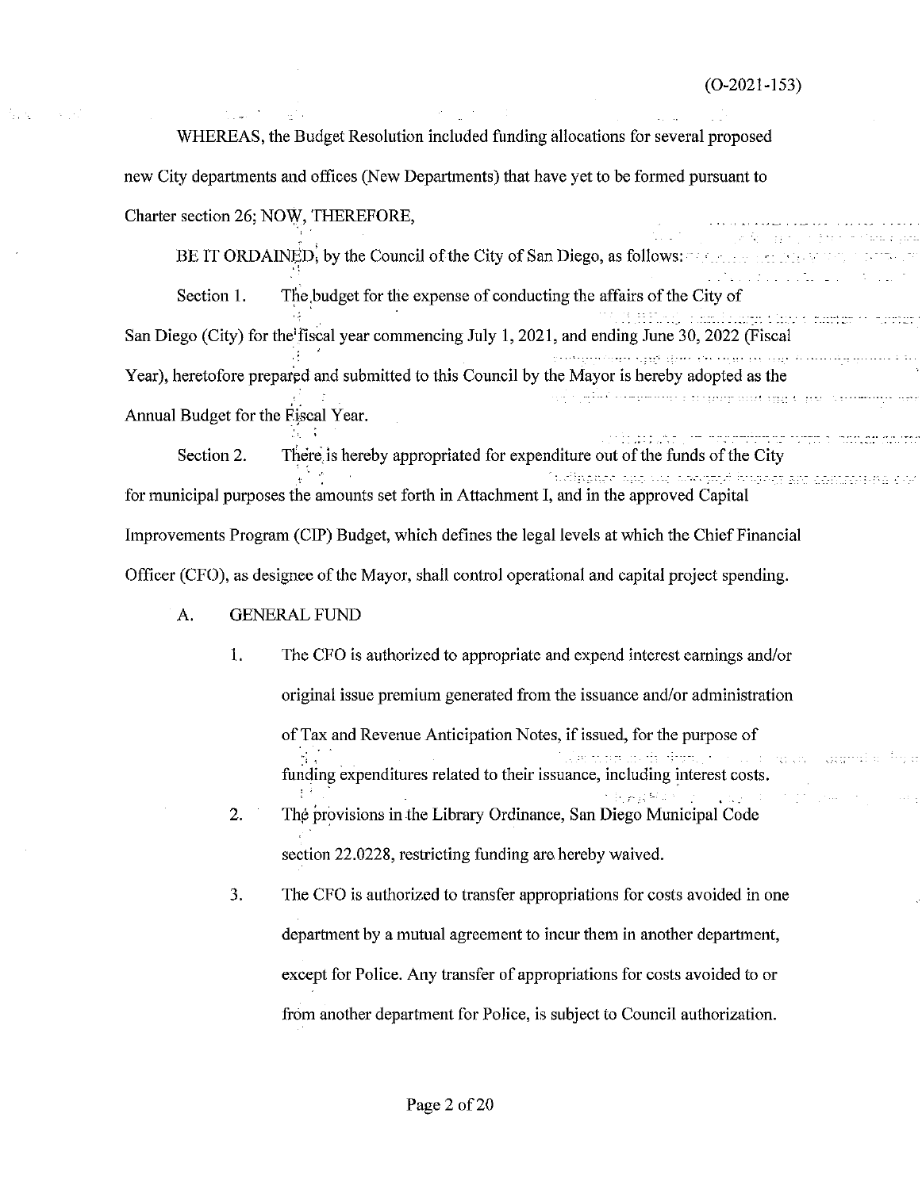(O-2021-153)

WHEREAS, the Budget Resolution included funding allocations for several proposed new City departments and offices (New Departments) that have yet to be formed pursuant to Charter section 26; NOW, THEREFORE,

BE IT ORDAINED, by the Council of the City of San Diego, as follows:

Section 1. The budget for the expense of conducting the affairs of the City of San Diego (City) for the fiscal year commencing July 1, 2021, and ending June 30, 2022 (Fiscal Year), heretofore prepared and submitted to this Council by the Mayor is hereby adopted as the Annual Budget for the Fiscal Year.

Section 2. There is hereby appropriated for expenditure out of the funds of the City for municipal purposes the amounts set forth in Attachment I, and in the approved Capital Improvements Program (CIP) Budget, which defines the legal levels at which the Chief Financial Officer (CFO), as designee of the Mayor, shall control operational and capital project spending.

A. GENERAL FUND

1. The CFO is authorized to appropriate and expend interest earnings and/or original issue premium generated from the issuance and/or administration of Tax and Revenue Anticipation Notes, if issued, for the purpose of funding expenditures related to their issuance, including interest costs.

2. The provisions in the Library Ordinance, San Diego Municipal Code section 22.0228, restricting funding are hereby waived.

3. The CFO is authorized to transfer appropriations for costs avoided in one department by a mutual agreement to incur them in another department, except for Police. Any transfer of appropriations for costs avoided to or from another department for Police, is subject to Council authorization.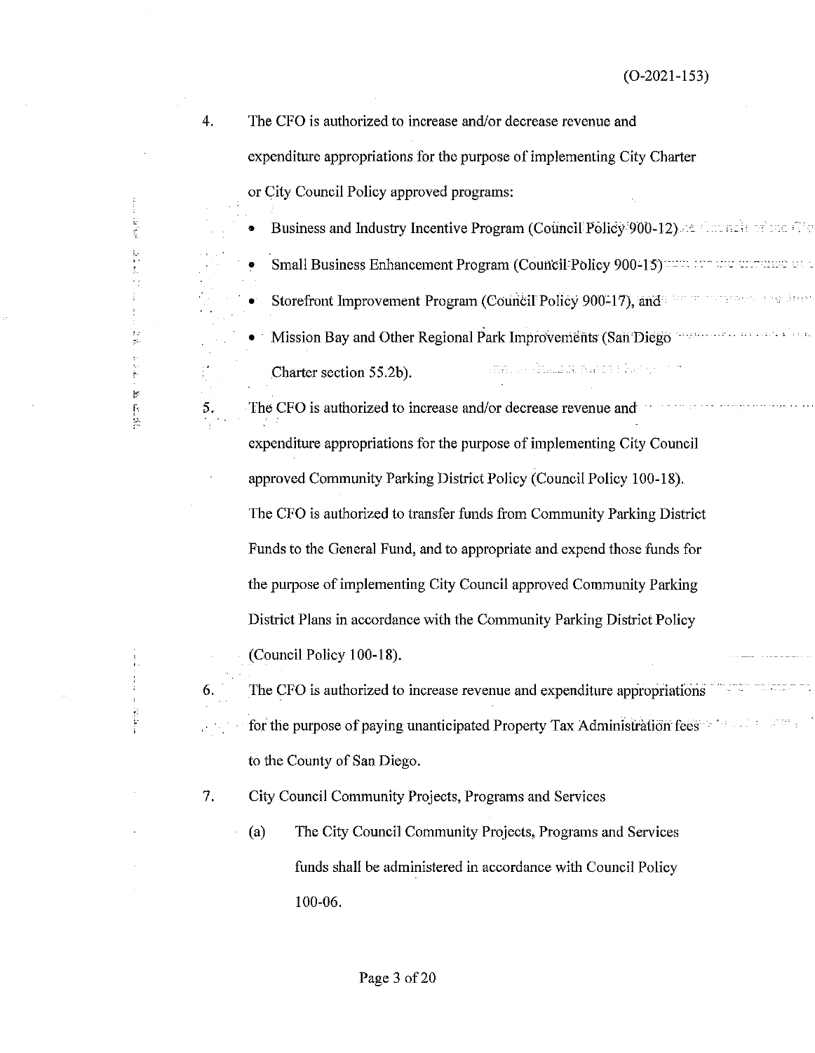4. The CFO is authorized to increase and/or decrease revenue and expenditure appropriations for the purpose of implementing City Charter or City Council Policy approved programs:

   - Business and Industry Incentive Program (Council Policy 900-12)
   - Small Business Enhancement Program (Council Policy 900-15)
   - Storefront Improvement Program (Council Policy 900-17), and
   - Mission Bay and Other Regional Park Improvements (San Diego Charter section 55.2b).

5. The CFO is authorized to increase and/or decrease revenue and expenditure appropriations for the purpose of implementing City Council approved Community Parking District Policy (Council Policy 100-18). The CFO is authorized to transfer funds from Community Parking District Funds to the General Fund, and to appropriate and expend those funds for the purpose of implementing City Council approved Community Parking District Plans in accordance with the Community Parking District Policy (Council Policy 100-18).

6. The CFO is authorized to increase revenue and expenditure appropriations for the purpose of paying unanticipated Property Tax Administration fees to the County of San Diego.

7. City Council Community Projects, Programs and Services

   (a) The City Council Community Projects, Programs and Services funds shall be administered in accordance with Council Policy 100-06.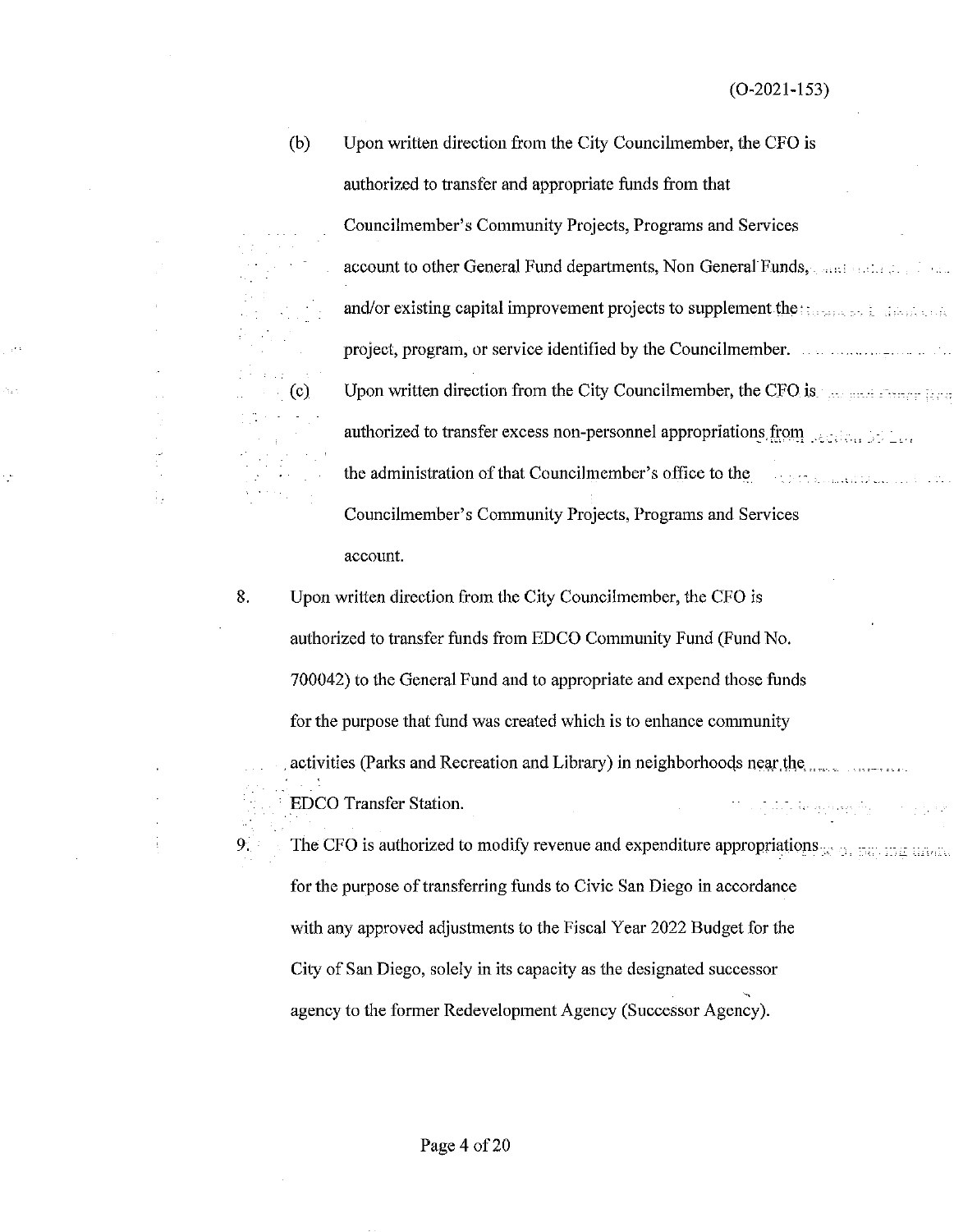(b) Upon written direction from the City Councilmember, the CFO is authorized to transfer and appropriate funds from that Councilmember's Community Projects, Programs and Services account to other General Fund departments, Non General Funds, and/or existing capital improvement projects to supplement the project, program, or service identified by the Councilmember.

(c) Upon written direction from the City Councilmember, the CFO is authorized to transfer excess non-personnel appropriations from the administration of that Councilmember's office to the Councilmember's Community Projects, Programs and Services account.

8. Upon written direction from the City Councilmember, the CFO is authorized to transfer funds from EDCO Community Fund (Fund No. 700042) to the General Fund and to appropriate and expend those funds for the purpose that fund was created which is to enhance community activities (Parks and Recreation and Library) in neighborhoods near the EDCO Transfer Station.

9. The CFO is authorized to modify revenue and expenditure appropriations for the purpose of transferring funds to Civic San Diego in accordance with any approved adjustments to the Fiscal Year 2022 Budget for the City of San Diego, solely in its capacity as the designated successor agency to the former Redevelopment Agency (Successor Agency).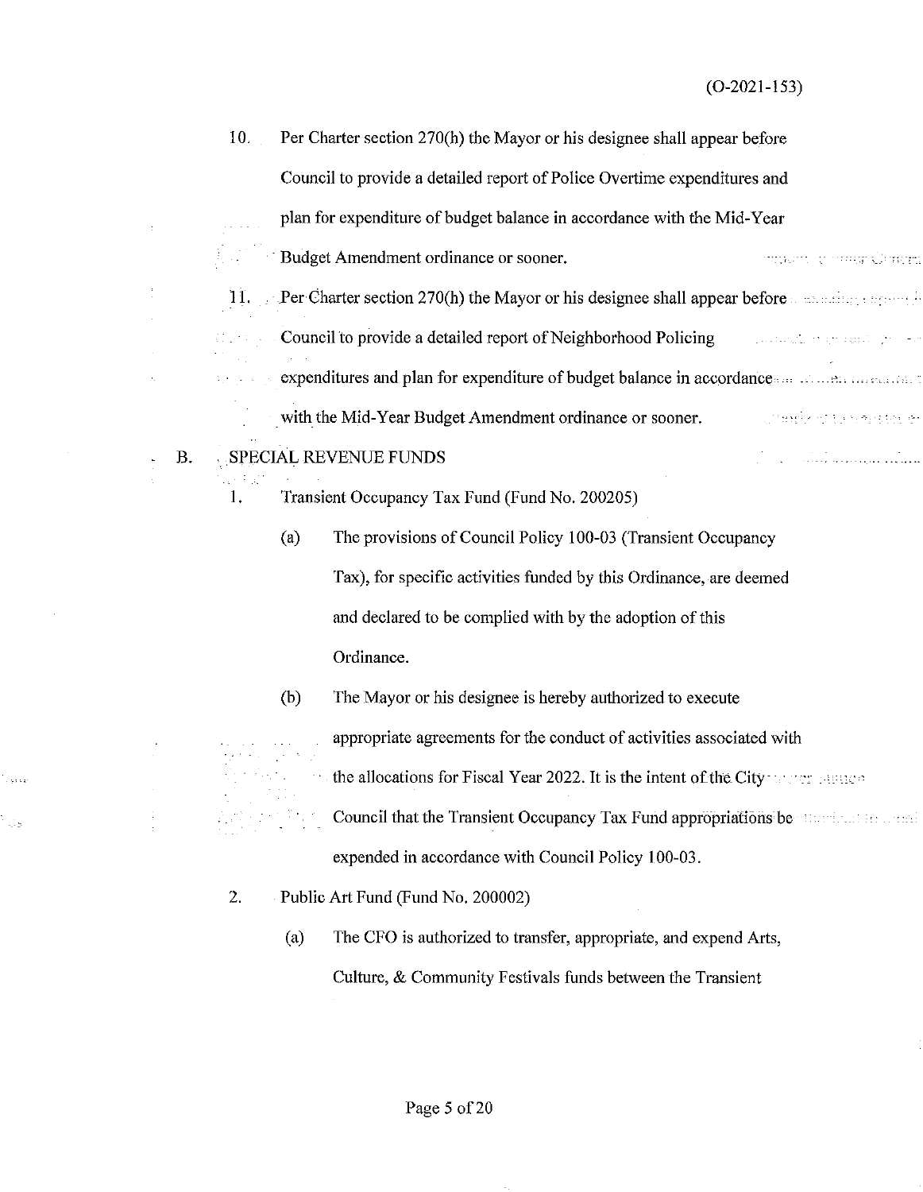10. Per Charter section 270(h) the Mayor or his designee shall appear before Council to provide a detailed report of Police Overtime expenditures and plan for expenditure of budget balance in accordance with the Mid-Year Budget Amendment ordinance or sooner.

11. Per Charter section 270(h) the Mayor or his designee shall appear before Council to provide a detailed report of Neighborhood Policing expenditures and plan for expenditure of budget balance in accordance with the Mid-Year Budget Amendment ordinance or sooner.

B. SPECIAL REVENUE FUNDS

1. Transient Occupancy Tax Fund (Fund No. 200205)

   (a) The provisions of Council Policy 100-03 (Transient Occupancy Tax), for specific activities funded by this Ordinance, are deemed and declared to be complied with by the adoption of this Ordinance.

   (b) The Mayor or his designee is hereby authorized to execute appropriate agreements for the conduct of activities associated with the allocations for Fiscal Year 2022. It is the intent of the City Council that the Transient Occupancy Tax Fund appropriations be expended in accordance with Council Policy 100-03.

2. Public Art Fund (Fund No. 200002)

   (a) The CFO is authorized to transfer, appropriate, and expend Arts, Culture, & Community Festivals funds between the Transient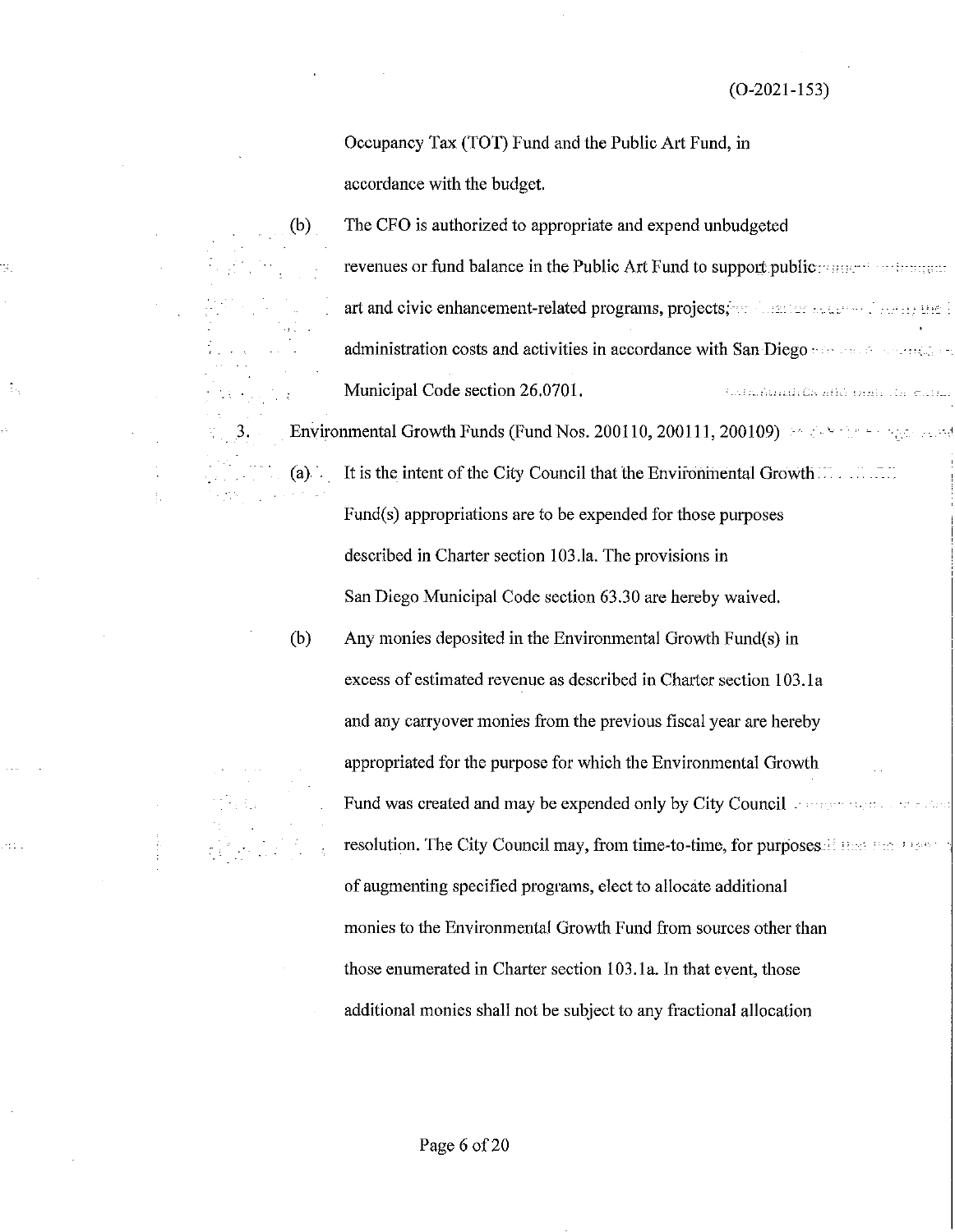Occupancy Tax (TOT) Fund and the Public Art Fund, in accordance with the budget.

(b) The CFO is authorized to appropriate and expend unbudgeted revenues or fund balance in the Public Art Fund to support public art and civic enhancement-related programs, projects, administration costs and activities in accordance with San Diego Municipal Code section 26.0701.

3. Environmental Growth Funds (Fund Nos. 200110, 200111, 200109)

(a) It is the intent of the City Council that the Environmental Growth Fund(s) appropriations are to be expended for those purposes described in Charter section 103.la. The provisions in San Diego Municipal Code section 63.30 are hereby waived.

(b) Any monies deposited in the Environmental Growth Fund(s) in excess of estimated revenue as described in Charter section 103.1a and any carryover monies from the previous fiscal year are hereby appropriated for the purpose for which the Environmental Growth Fund was created and may be expended only by City Council resolution. The City Council may, from time-to-time, for purposes of augmenting specified programs, elect to allocate additional monies to the Environmental Growth Fund from sources other than those enumerated in Charter section 103.1a. In that event, those additional monies shall not be subject to any fractional allocation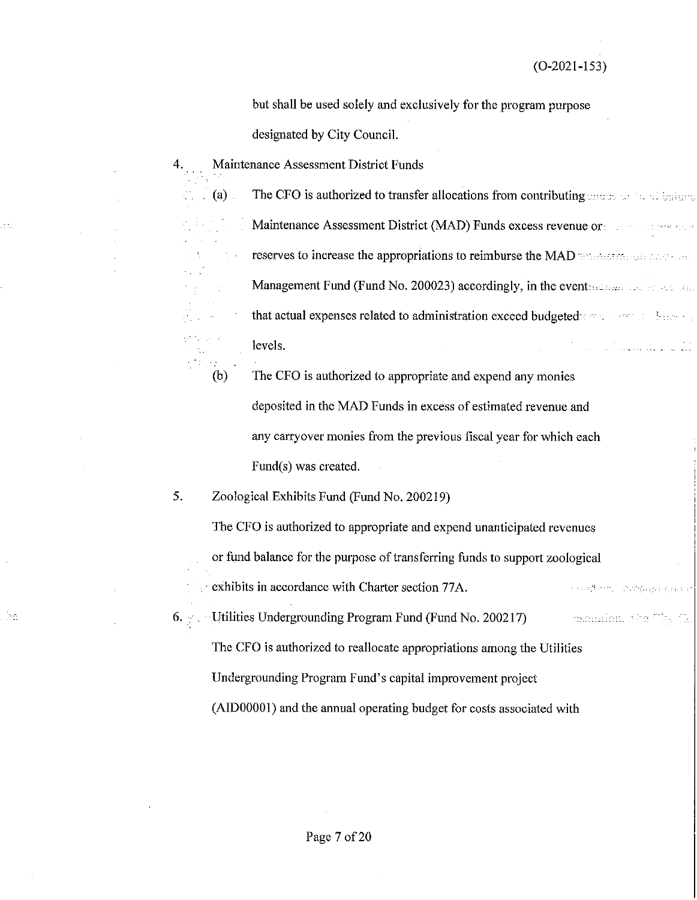but shall be used solely and exclusively for the program purpose designated by City Council.

4. Maintenance Assessment District Funds

   (a) The CFO is authorized to transfer allocations from contributing Maintenance Assessment District (MAD) Funds excess revenue or reserves to increase the appropriations to reimburse the MAD Management Fund (Fund No. 200023) accordingly, in the event that actual expenses related to administration exceed budgeted levels.

   (b) The CFO is authorized to appropriate and expend any monies deposited in the MAD Funds in excess of estimated revenue and any carryover monies from the previous fiscal year for which each Fund(s) was created.

5. Zoological Exhibits Fund (Fund No. 200219)

   The CFO is authorized to appropriate and expend unanticipated revenues or fund balance for the purpose of transferring funds to support zoological exhibits in accordance with Charter section 77A.

6. Utilities Undergrounding Program Fund (Fund No. 200217)

   The CFO is authorized to reallocate appropriations among the Utilities Undergrounding Program Fund's capital improvement project (AID00001) and the annual operating budget for costs associated with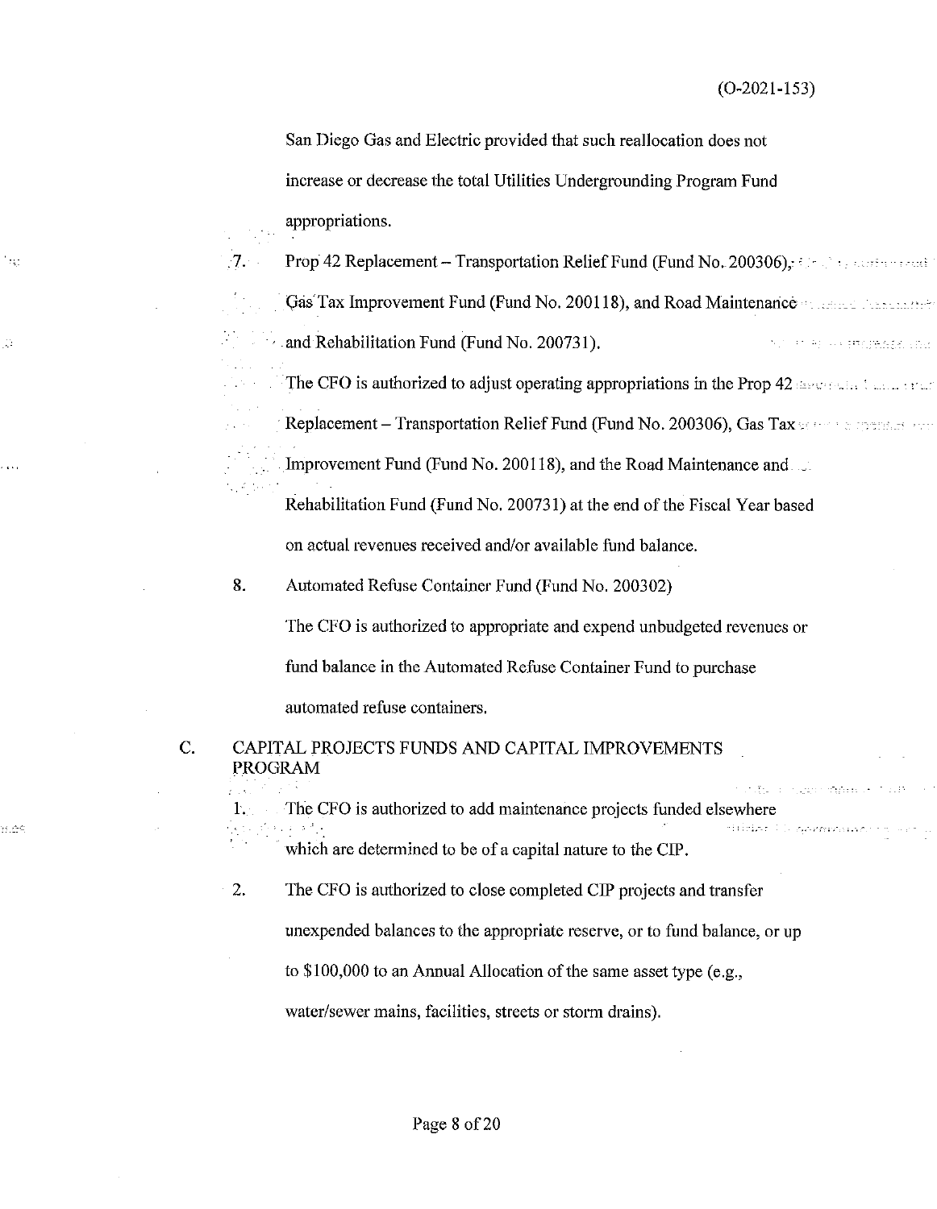San Diego Gas and Electric provided that such reallocation does not increase or decrease the total Utilities Undergrounding Program Fund appropriations.

7. Prop 42 Replacement – Transportation Relief Fund (Fund No. 200306), Gas Tax Improvement Fund (Fund No. 200118), and Road Maintenance and Rehabilitation Fund (Fund No. 200731).

   The CFO is authorized to adjust operating appropriations in the Prop 42 Replacement – Transportation Relief Fund (Fund No. 200306), Gas Tax Improvement Fund (Fund No. 200118), and the Road Maintenance and Rehabilitation Fund (Fund No. 200731) at the end of the Fiscal Year based on actual revenues received and/or available fund balance.

8. Automated Refuse Container Fund (Fund No. 200302)

   The CFO is authorized to appropriate and expend unbudgeted revenues or fund balance in the Automated Refuse Container Fund to purchase automated refuse containers.

C. CAPITAL PROJECTS FUNDS AND CAPITAL IMPROVEMENTS PROGRAM

1. The CFO is authorized to add maintenance projects funded elsewhere which are determined to be of a capital nature to the CIP.

2. The CFO is authorized to close completed CIP projects and transfer unexpended balances to the appropriate reserve, or to fund balance, or up to $100,000 to an Annual Allocation of the same asset type (e.g., water/sewer mains, facilities, streets or storm drains).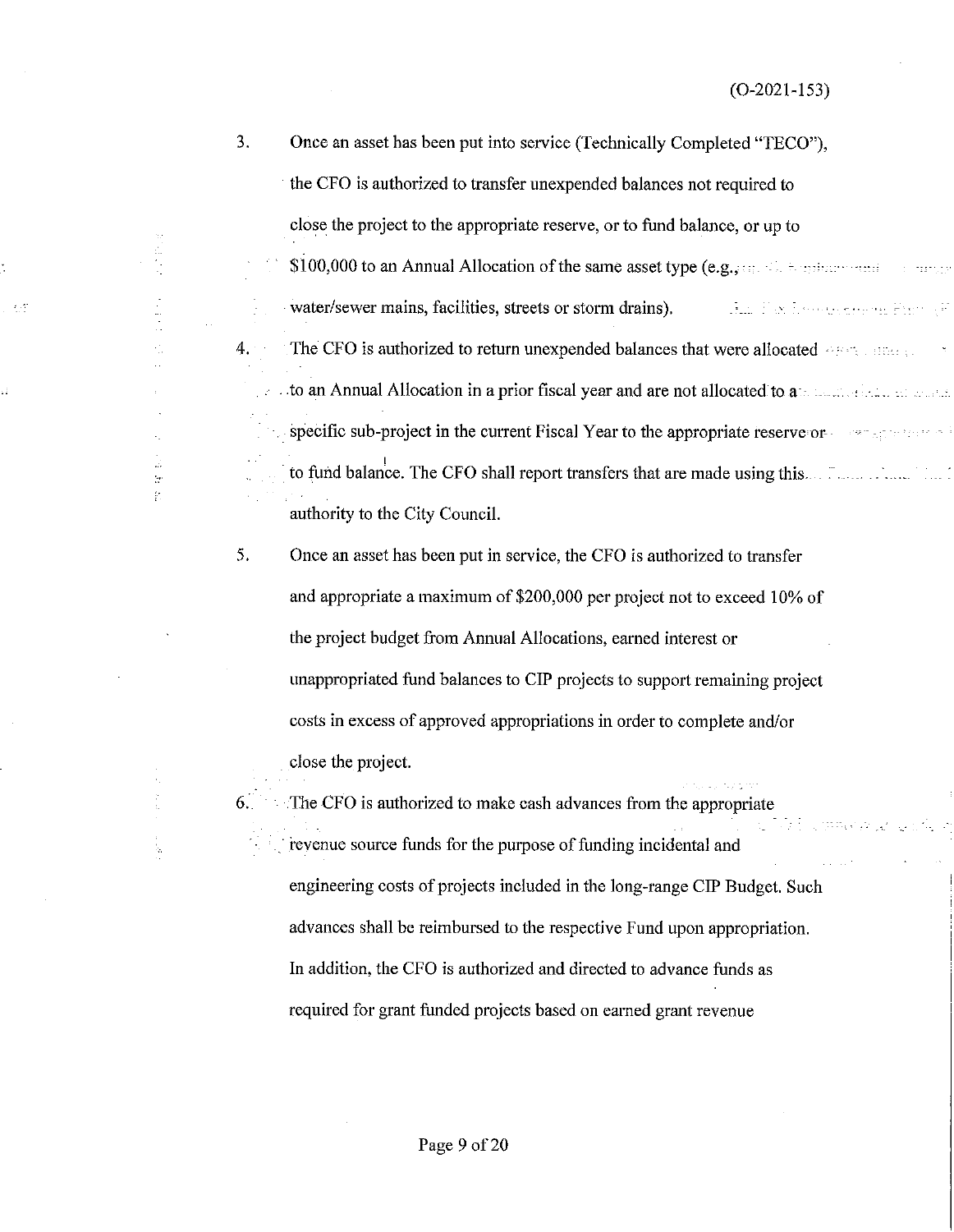3. Once an asset has been put into service (Technically Completed "TECO"), the CFO is authorized to transfer unexpended balances not required to close the project to the appropriate reserve, or to fund balance, or up to $100,000 to an Annual Allocation of the same asset type (e.g., water/sewer mains, facilities, streets or storm drains).

4. The CFO is authorized to return unexpended balances that were allocated to an Annual Allocation in a prior fiscal year and are not allocated to a specific sub-project in the current Fiscal Year to the appropriate reserve or to fund balance. The CFO shall report transfers that are made using this authority to the City Council.

5. Once an asset has been put in service, the CFO is authorized to transfer and appropriate a maximum of $200,000 per project not to exceed 10% of the project budget from Annual Allocations, earned interest or unappropriated fund balances to CIP projects to support remaining project costs in excess of approved appropriations in order to complete and/or close the project.

6. The CFO is authorized to make cash advances from the appropriate revenue source funds for the purpose of funding incidental and engineering costs of projects included in the long-range CIP Budget. Such advances shall be reimbursed to the respective Fund upon appropriation. In addition, the CFO is authorized and directed to advance funds as required for grant funded projects based on earned grant revenue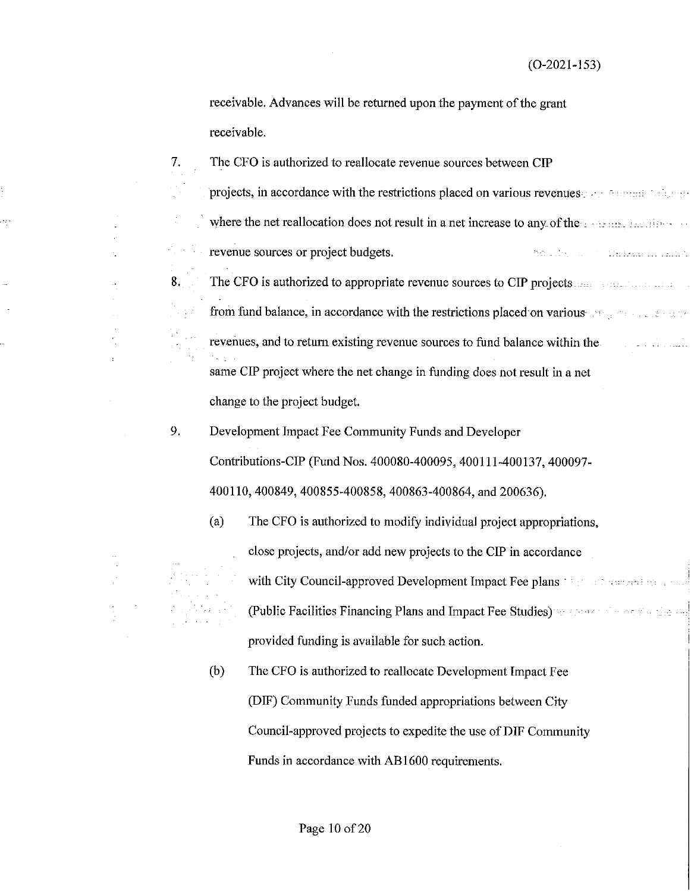receivable. Advances will be returned upon the payment of the grant receivable.

7. The CFO is authorized to reallocate revenue sources between CIP projects, in accordance with the restrictions placed on various revenues where the net reallocation does not result in a net increase to any of the revenue sources or project budgets.

8. The CFO is authorized to appropriate revenue sources to CIP projects from fund balance, in accordance with the restrictions placed on various revenues, and to return existing revenue sources to fund balance within the same CIP project where the net change in funding does not result in a net change to the project budget.

9. Development Impact Fee Community Funds and Developer Contributions-CIP (Fund Nos. 400080-400095, 400111-400137, 400097-400110, 400849, 400855-400858, 400863-400864, and 200636).

   (a) The CFO is authorized to modify individual project appropriations, close projects, and/or add new projects to the CIP in accordance with City Council-approved Development Impact Fee plans (Public Facilities Financing Plans and Impact Fee Studies) provided funding is available for such action.

   (b) The CFO is authorized to reallocate Development Impact Fee (DIF) Community Funds funded appropriations between City Council-approved projects to expedite the use of DIF Community Funds in accordance with AB1600 requirements.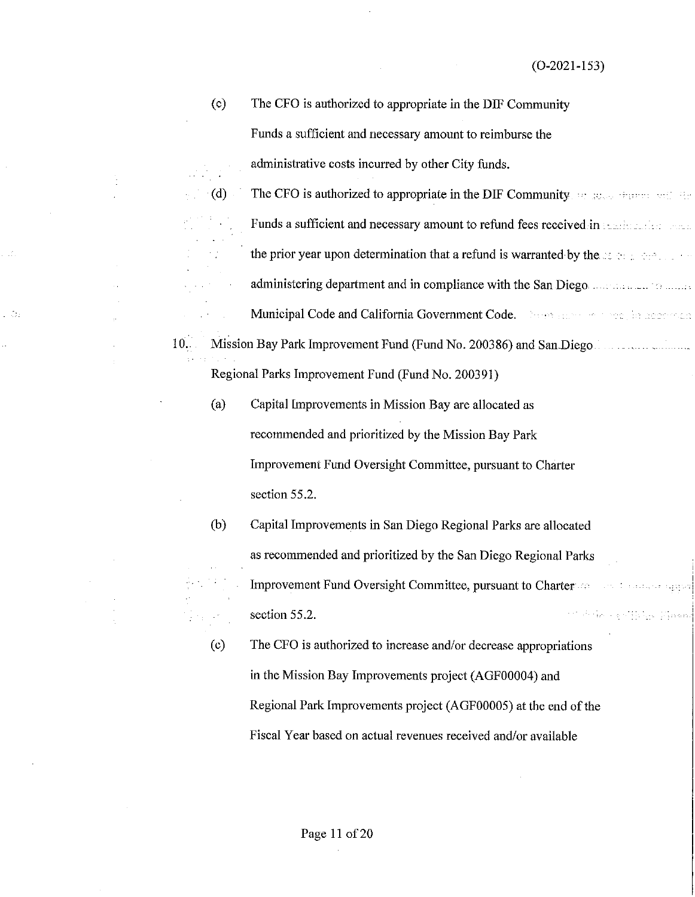(c) The CFO is authorized to appropriate in the DIF Community Funds a sufficient and necessary amount to reimburse the administrative costs incurred by other City funds.

(d) The CFO is authorized to appropriate in the DIF Community Funds a sufficient and necessary amount to refund fees received in the prior year upon determination that a refund is warranted by the administering department and in compliance with the San Diego Municipal Code and California Government Code.

10. Mission Bay Park Improvement Fund (Fund No. 200386) and San Diego Regional Parks Improvement Fund (Fund No. 200391)

(a) Capital Improvements in Mission Bay are allocated as recommended and prioritized by the Mission Bay Park Improvement Fund Oversight Committee, pursuant to Charter section 55.2.

(b) Capital Improvements in San Diego Regional Parks are allocated as recommended and prioritized by the San Diego Regional Parks Improvement Fund Oversight Committee, pursuant to Charter section 55.2.

(c) The CFO is authorized to increase and/or decrease appropriations in the Mission Bay Improvements project (AGF00004) and Regional Park Improvements project (AGF00005) at the end of the Fiscal Year based on actual revenues received and/or available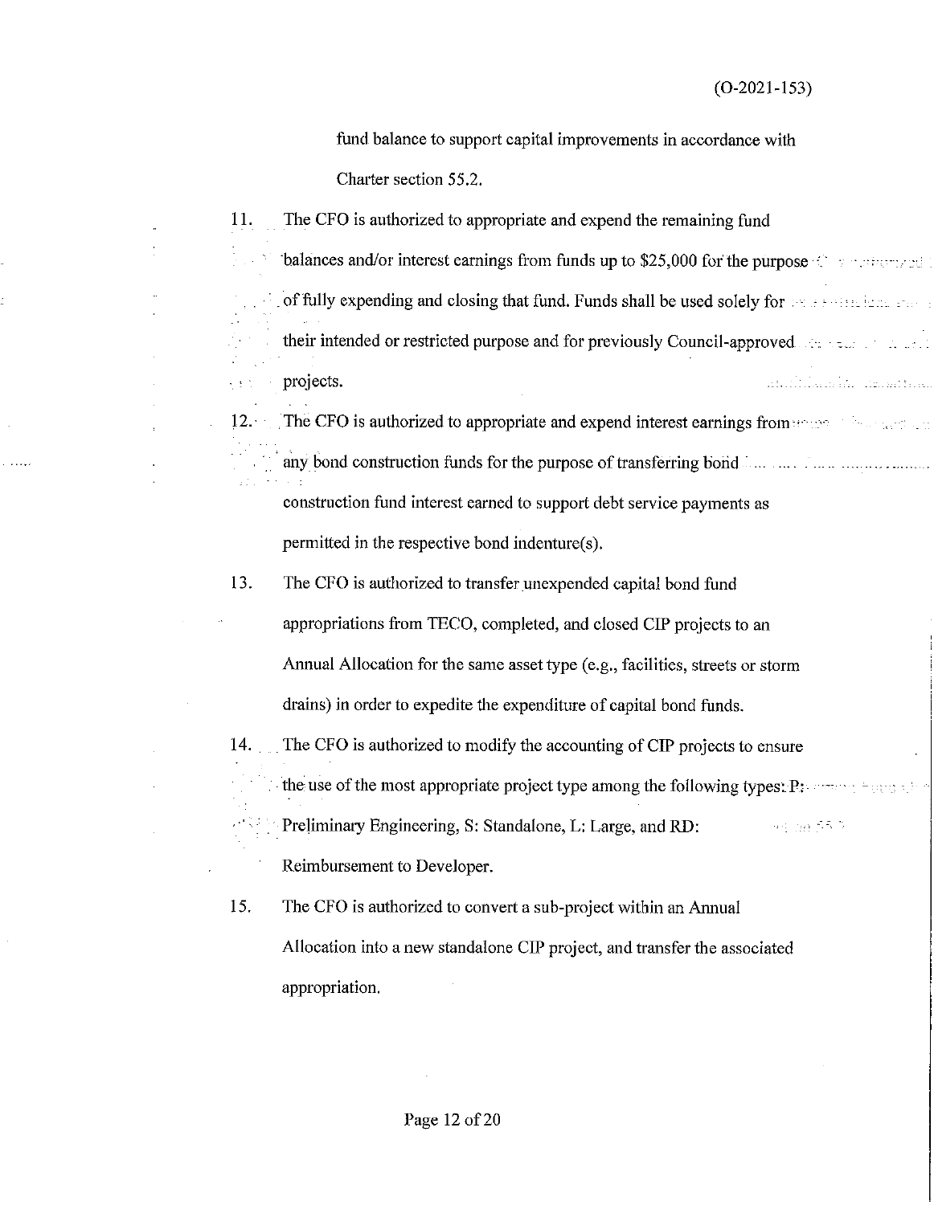fund balance to support capital improvements in accordance with Charter section 55.2.

11. The CFO is authorized to appropriate and expend the remaining fund balances and/or interest earnings from funds up to $25,000 for the purpose of fully expending and closing that fund. Funds shall be used solely for their intended or restricted purpose and for previously Council-approved projects.

12. The CFO is authorized to appropriate and expend interest earnings from any bond construction funds for the purpose of transferring bond construction fund interest earned to support debt service payments as permitted in the respective bond indenture(s).

13. The CFO is authorized to transfer unexpended capital bond fund appropriations from TECO, completed, and closed CIP projects to an Annual Allocation for the same asset type (e.g., facilities, streets or storm drains) in order to expedite the expenditure of capital bond funds.

14. The CFO is authorized to modify the accounting of CIP projects to ensure the use of the most appropriate project type among the following types: P: Preliminary Engineering, S: Standalone, L: Large, and RD: Reimbursement to Developer.

15. The CFO is authorized to convert a sub-project within an Annual Allocation into a new standalone CIP project, and transfer the associated appropriation.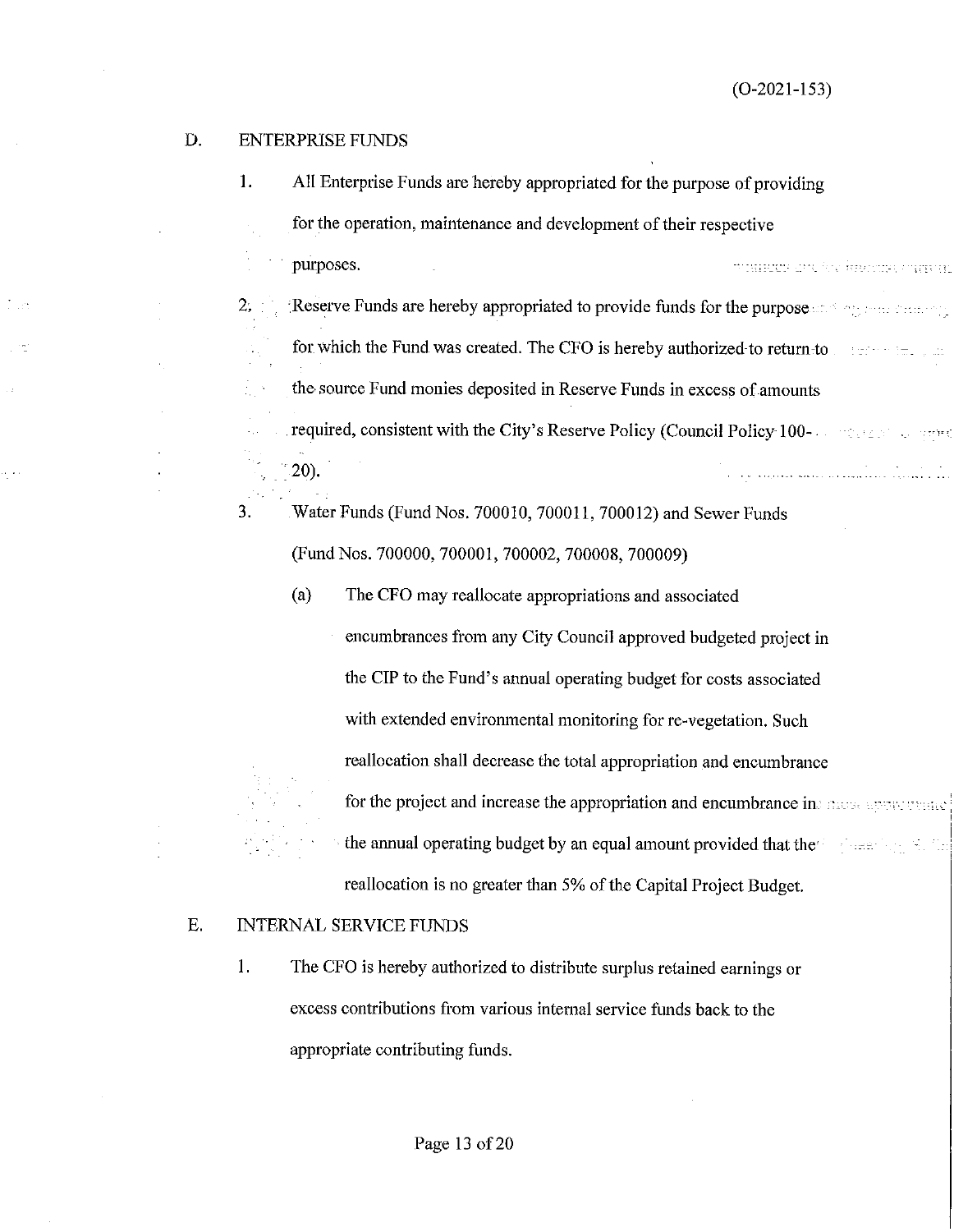D. ENTERPRISE FUNDS

1. All Enterprise Funds are hereby appropriated for the purpose of providing for the operation, maintenance and development of their respective purposes.

2. Reserve Funds are hereby appropriated to provide funds for the purpose for which the Fund was created. The CFO is hereby authorized to return to the source Fund monies deposited in Reserve Funds in excess of amounts required, consistent with the City's Reserve Policy (Council Policy 100-20).

3. Water Funds (Fund Nos. 700010, 700011, 700012) and Sewer Funds (Fund Nos. 700000, 700001, 700002, 700008, 700009)

   (a) The CFO may reallocate appropriations and associated encumbrances from any City Council approved budgeted project in the CIP to the Fund's annual operating budget for costs associated with extended environmental monitoring for re-vegetation. Such reallocation shall decrease the total appropriation and encumbrance for the project and increase the appropriation and encumbrance in the annual operating budget by an equal amount provided that the reallocation is no greater than 5% of the Capital Project Budget.

E. INTERNAL SERVICE FUNDS

1. The CFO is hereby authorized to distribute surplus retained earnings or excess contributions from various internal service funds back to the appropriate contributing funds.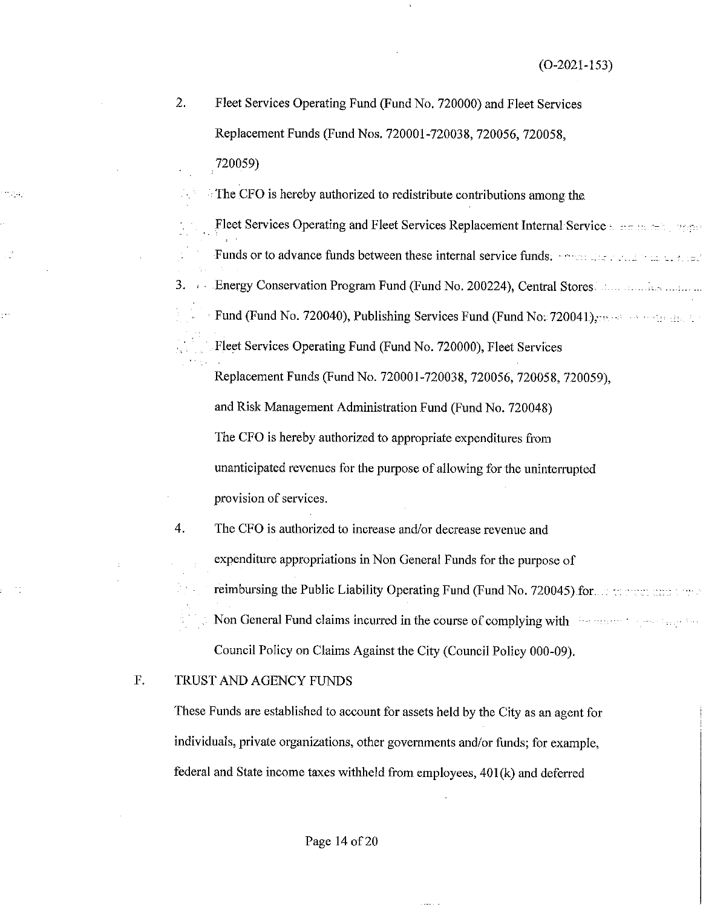2. Fleet Services Operating Fund (Fund No. 720000) and Fleet Services Replacement Funds (Fund Nos. 720001-720038, 720056, 720058, 720059)

   The CFO is hereby authorized to redistribute contributions among the Fleet Services Operating and Fleet Services Replacement Internal Service Funds or to advance funds between these internal service funds.

3. Energy Conservation Program Fund (Fund No. 200224), Central Stores Fund (Fund No. 720040), Publishing Services Fund (Fund No. 720041), Fleet Services Operating Fund (Fund No. 720000), Fleet Services Replacement Funds (Fund No. 720001-720038, 720056, 720058, 720059), and Risk Management Administration Fund (Fund No. 720048)

   The CFO is hereby authorized to appropriate expenditures from unanticipated revenues for the purpose of allowing for the uninterrupted provision of services.

4. The CFO is authorized to increase and/or decrease revenue and expenditure appropriations in Non General Funds for the purpose of reimbursing the Public Liability Operating Fund (Fund No. 720045) for Non General Fund claims incurred in the course of complying with Council Policy on Claims Against the City (Council Policy 000-09).

F. TRUST AND AGENCY FUNDS

These Funds are established to account for assets held by the City as an agent for individuals, private organizations, other governments and/or funds; for example, federal and State income taxes withheld from employees, 401(k) and deferred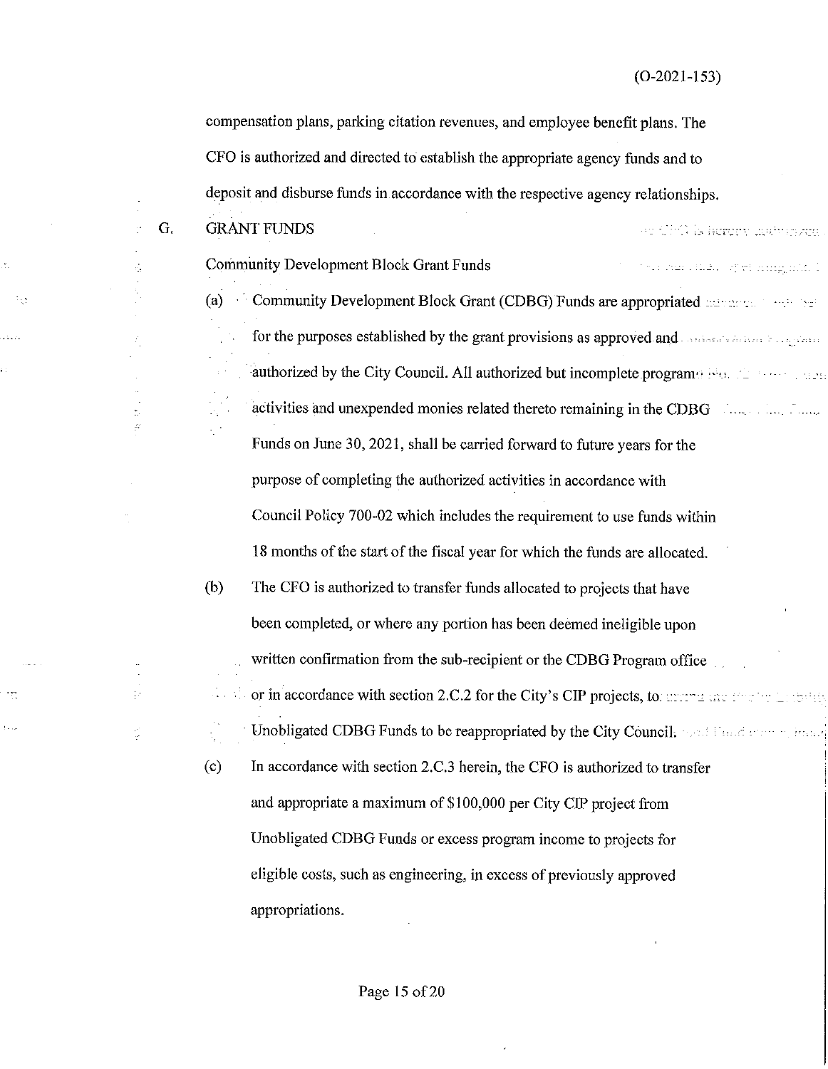compensation plans, parking citation revenues, and employee benefit plans. The CFO is authorized and directed to establish the appropriate agency funds and to deposit and disburse funds in accordance with the respective agency relationships.

G. GRANT FUNDS

Community Development Block Grant Funds

(a) Community Development Block Grant (CDBG) Funds are appropriated for the purposes established by the grant provisions as approved and authorized by the City Council. All authorized but incomplete program activities and unexpended monies related thereto remaining in the CDBG Funds on June 30, 2021, shall be carried forward to future years for the purpose of completing the authorized activities in accordance with Council Policy 700-02 which includes the requirement to use funds within 18 months of the start of the fiscal year for which the funds are allocated.

(b) The CFO is authorized to transfer funds allocated to projects that have been completed, or where any portion has been deemed ineligible upon written confirmation from the sub-recipient or the CDBG Program office or in accordance with section 2.C.2 for the City's CIP projects, to Unobligated CDBG Funds to be reappropriated by the City Council.

(c) In accordance with section 2.C.3 herein, the CFO is authorized to transfer and appropriate a maximum of $100,000 per City CIP project from Unobligated CDBG Funds or excess program income to projects for eligible costs, such as engineering, in excess of previously approved appropriations.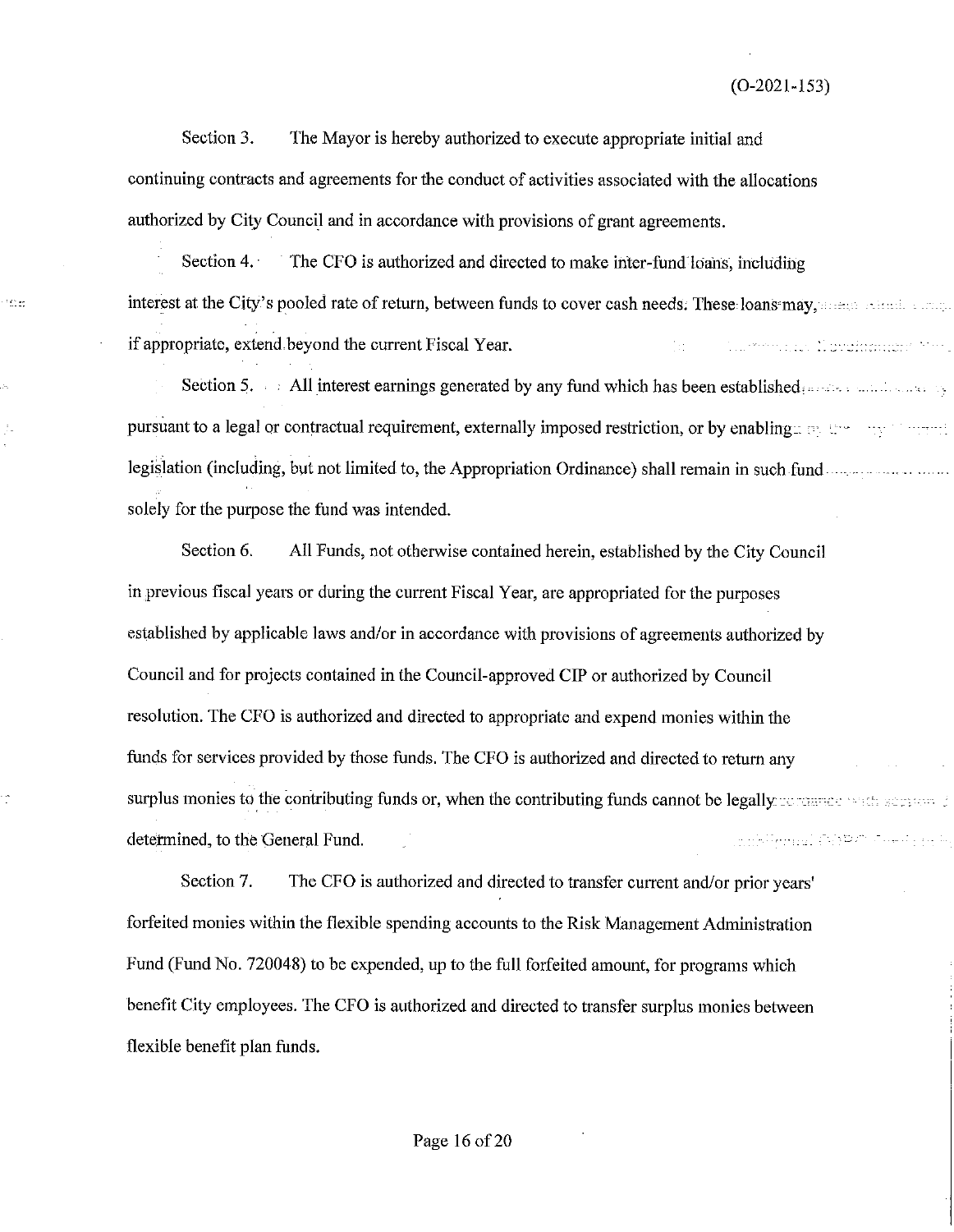Section 3. The Mayor is hereby authorized to execute appropriate initial and continuing contracts and agreements for the conduct of activities associated with the allocations authorized by City Council and in accordance with provisions of grant agreements.

Section 4. The CFO is authorized and directed to make inter-fund loans, including interest at the City's pooled rate of return, between funds to cover cash needs. These loans may, if appropriate, extend beyond the current Fiscal Year.

Section 5. All interest earnings generated by any fund which has been established pursuant to a legal or contractual requirement, externally imposed restriction, or by enabling legislation (including, but not limited to, the Appropriation Ordinance) shall remain in such fund solely for the purpose the fund was intended.

Section 6. All Funds, not otherwise contained herein, established by the City Council in previous fiscal years or during the current Fiscal Year, are appropriated for the purposes established by applicable laws and/or in accordance with provisions of agreements authorized by Council and for projects contained in the Council-approved CIP or authorized by Council resolution. The CFO is authorized and directed to appropriate and expend monies within the funds for services provided by those funds. The CFO is authorized and directed to return any surplus monies to the contributing funds or, when the contributing funds cannot be legally determined, to the General Fund.

Section 7. The CFO is authorized and directed to transfer current and/or prior years' forfeited monies within the flexible spending accounts to the Risk Management Administration Fund (Fund No. 720048) to be expended, up to the full forfeited amount, for programs which benefit City employees. The CFO is authorized and directed to transfer surplus monies between flexible benefit plan funds.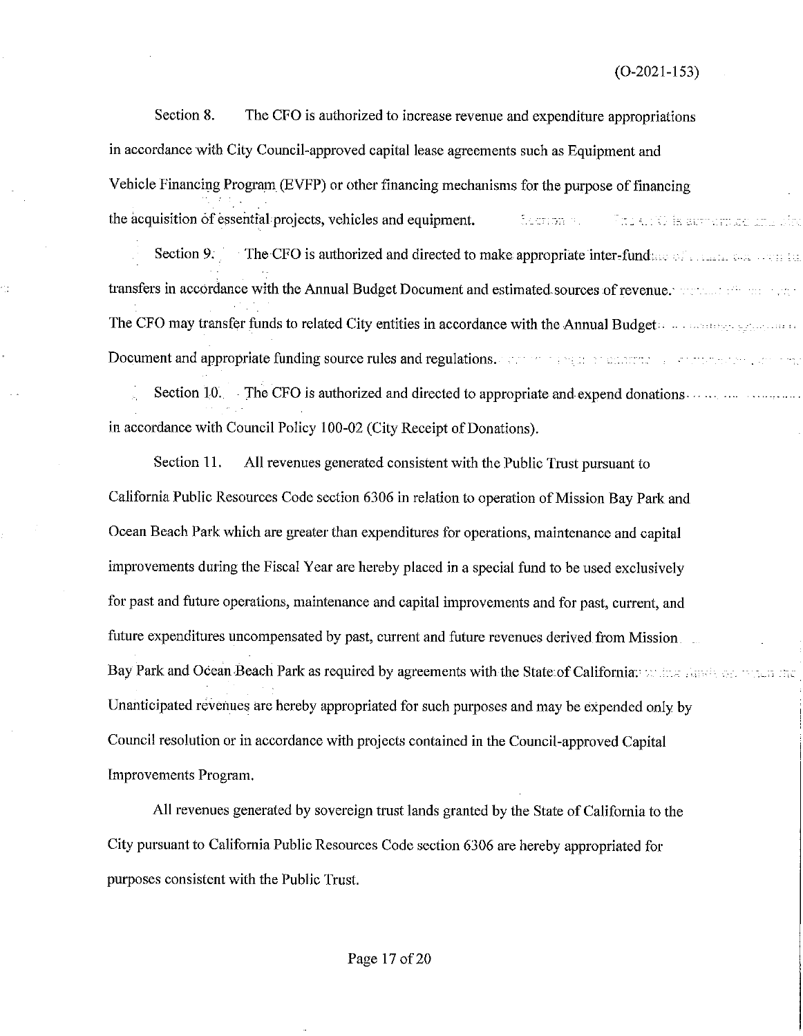Section 8. The CFO is authorized to increase revenue and expenditure appropriations in accordance with City Council-approved capital lease agreements such as Equipment and Vehicle Financing Program (EVFP) or other financing mechanisms for the purpose of financing the acquisition of essential projects, vehicles and equipment.

Section 9. The CFO is authorized and directed to make appropriate inter-fund transfers in accordance with the Annual Budget Document and estimated sources of revenue. The CFO may transfer funds to related City entities in accordance with the Annual Budget Document and appropriate funding source rules and regulations.

Section 10. The CFO is authorized and directed to appropriate and expend donations in accordance with Council Policy 100-02 (City Receipt of Donations).

Section 11. All revenues generated consistent with the Public Trust pursuant to California Public Resources Code section 6306 in relation to operation of Mission Bay Park and Ocean Beach Park which are greater than expenditures for operations, maintenance and capital improvements during the Fiscal Year are hereby placed in a special fund to be used exclusively for past and future operations, maintenance and capital improvements and for past, current, and future expenditures uncompensated by past, current and future revenues derived from Mission Bay Park and Ocean Beach Park as required by agreements with the State of California. Unanticipated revenues are hereby appropriated for such purposes and may be expended only by Council resolution or in accordance with projects contained in the Council-approved Capital Improvements Program.

All revenues generated by sovereign trust lands granted by the State of California to the City pursuant to California Public Resources Code section 6306 are hereby appropriated for purposes consistent with the Public Trust.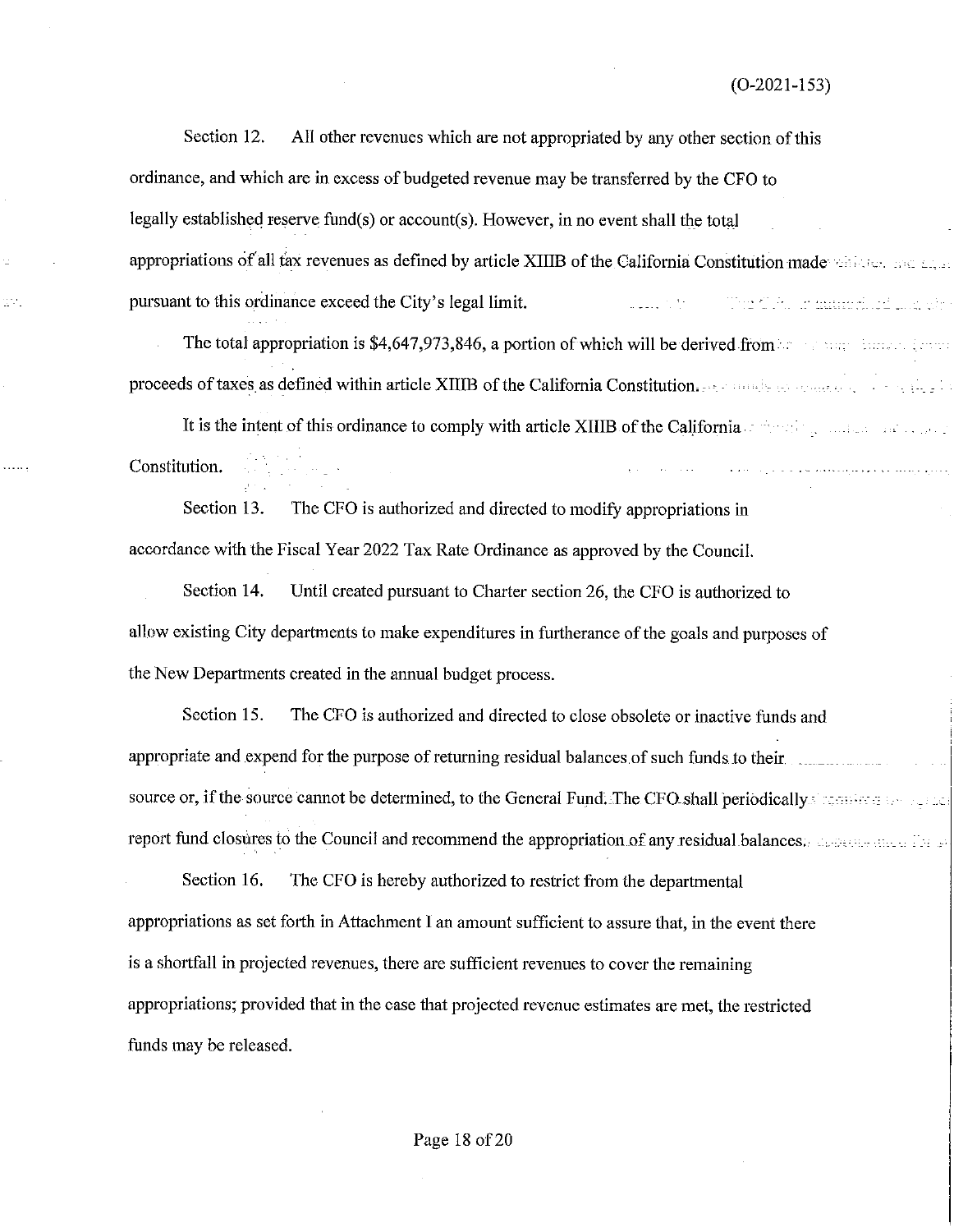Section 12. All other revenues which are not appropriated by any other section of this ordinance, and which are in excess of budgeted revenue may be transferred by the CFO to legally established reserve fund(s) or account(s). However, in no event shall the total appropriations of all tax revenues as defined by article XIIIB of the California Constitution made pursuant to this ordinance exceed the City's legal limit.

The total appropriation is $4,647,973,846, a portion of which will be derived from proceeds of taxes as defined within article XIIIB of the California Constitution.

It is the intent of this ordinance to comply with article XIIIB of the California Constitution.

Section 13. The CFO is authorized and directed to modify appropriations in accordance with the Fiscal Year 2022 Tax Rate Ordinance as approved by the Council.

Section 14. Until created pursuant to Charter section 26, the CFO is authorized to allow existing City departments to make expenditures in furtherance of the goals and purposes of the New Departments created in the annual budget process.

Section 15. The CFO is authorized and directed to close obsolete or inactive funds and appropriate and expend for the purpose of returning residual balances of such funds to their source or, if the source cannot be determined, to the General Fund. The CFO shall periodically report fund closures to the Council and recommend the appropriation of any residual balances.

Section 16. The CFO is hereby authorized to restrict from the departmental appropriations as set forth in Attachment I an amount sufficient to assure that, in the event there is a shortfall in projected revenues, there are sufficient revenues to cover the remaining appropriations; provided that in the case that projected revenue estimates are met, the restricted funds may be released.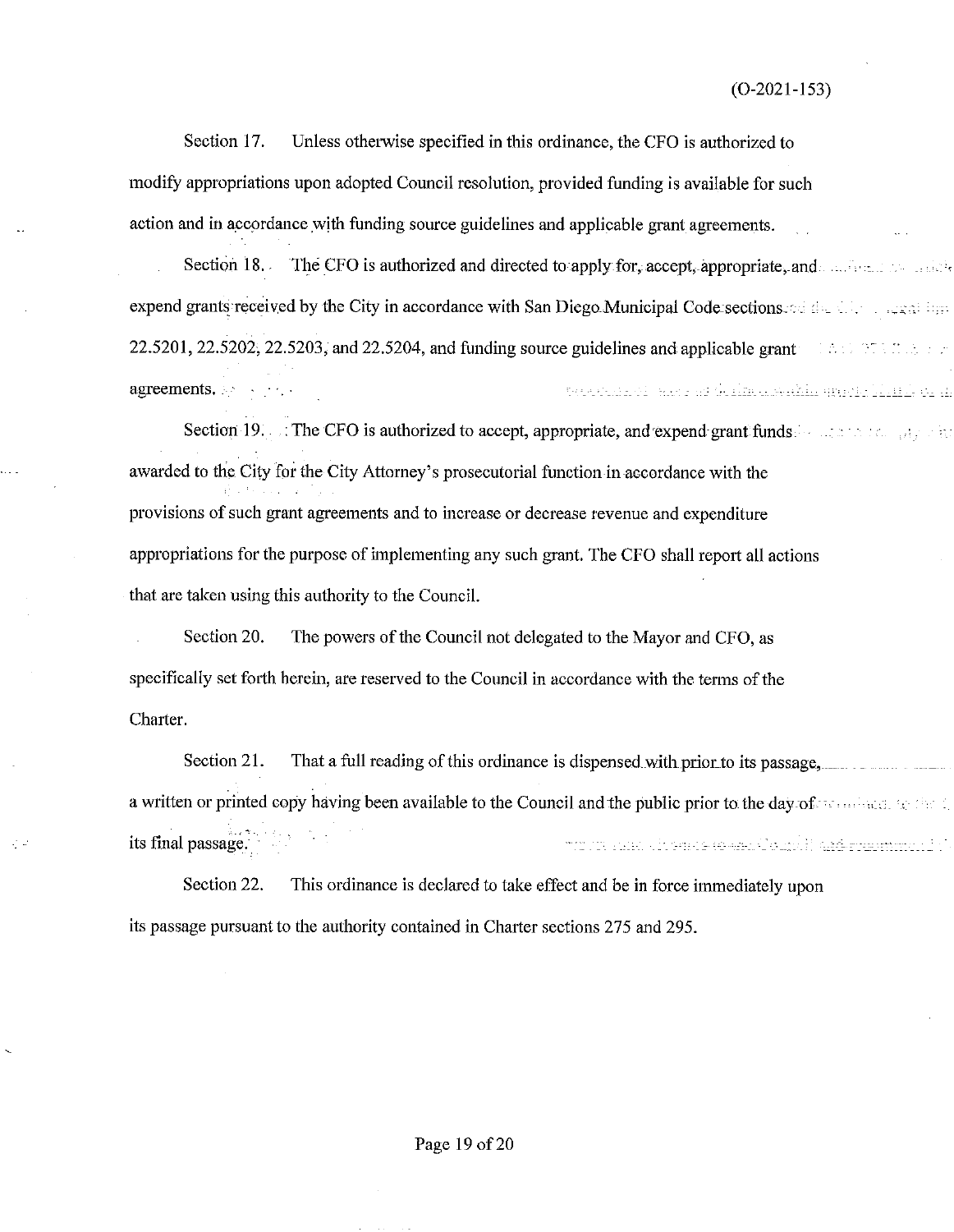Section 17. Unless otherwise specified in this ordinance, the CFO is authorized to modify appropriations upon adopted Council resolution, provided funding is available for such action and in accordance with funding source guidelines and applicable grant agreements.

Section 18. The CFO is authorized and directed to apply for, accept, appropriate, and expend grants received by the City in accordance with San Diego Municipal Code sections 22.5201, 22.5202, 22.5203, and 22.5204, and funding source guidelines and applicable grant agreements.

Section 19. The CFO is authorized to accept, appropriate, and expend grant funds awarded to the City for the City Attorney's prosecutorial function in accordance with the provisions of such grant agreements and to increase or decrease revenue and expenditure appropriations for the purpose of implementing any such grant. The CFO shall report all actions that are taken using this authority to the Council.

Section 20. The powers of the Council not delegated to the Mayor and CFO, as specifically set forth herein, are reserved to the Council in accordance with the terms of the Charter.

Section 21. That a full reading of this ordinance is dispensed with prior to its passage, a written or printed copy having been available to the Council and the public prior to the day of its final passage.

Section 22. This ordinance is declared to take effect and be in force immediately upon its passage pursuant to the authority contained in Charter sections 275 and 295.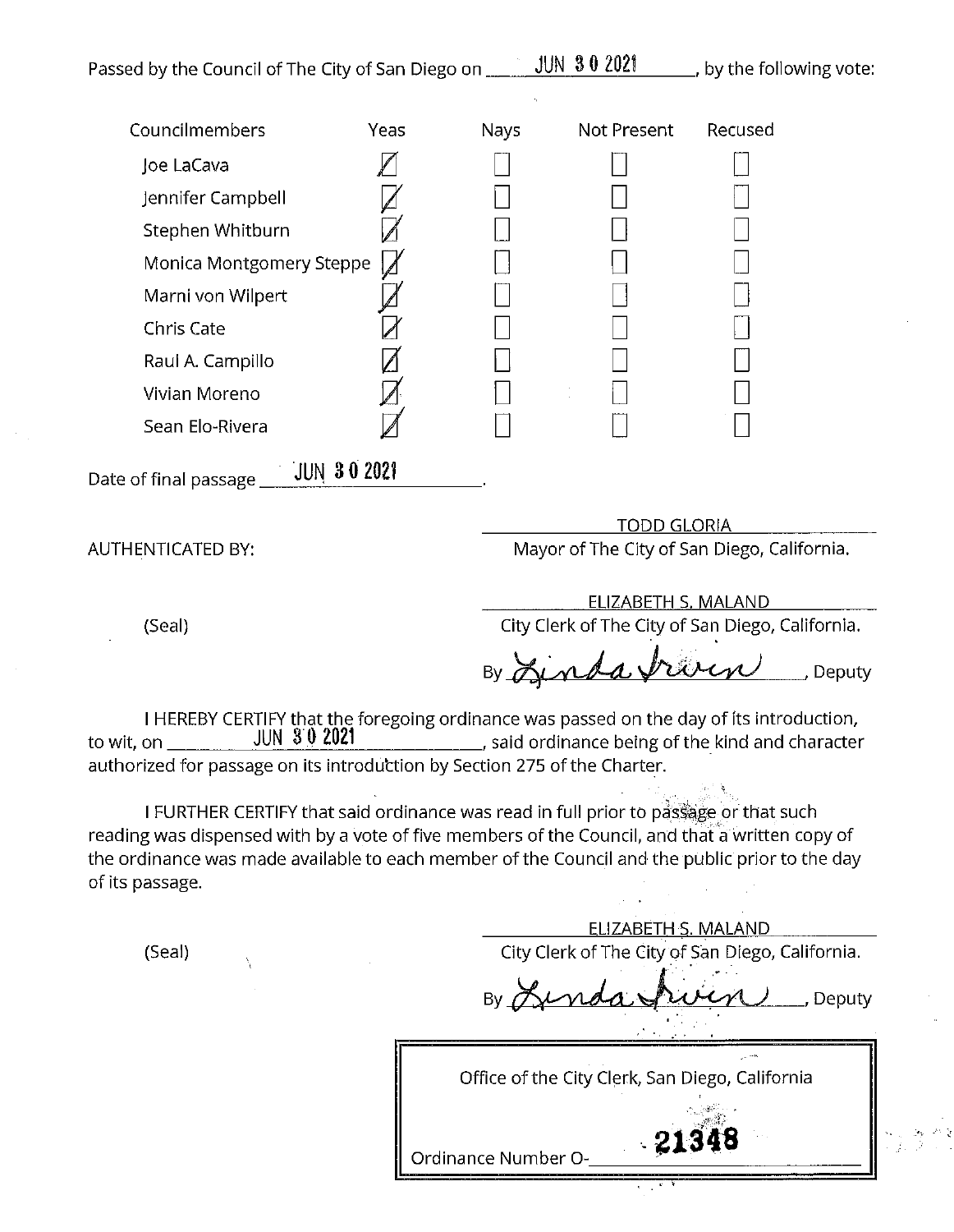Passed by the Council of The City of San Diego on JUN 30 2021, by the following vote:

| Councilmembers | Yeas | Nays | Not Present | Recused |
|---|---|---|---|---|
| Joe LaCava | ☑ | ☐ | ☐ | ☐ |
| Jennifer Campbell | ☑ | ☐ | ☐ | ☐ |
| Stephen Whitburn | ☑ | ☐ | ☐ | ☐ |
| Monica Montgomery Steppe | ☑ | ☐ | ☐ | ☐ |
| Marni von Wilpert | ☑ | ☐ | ☐ | ☐ |
| Chris Cate | ☑ | ☐ | ☐ | ☐ |
| Raul A. Campillo | ☑ | ☐ | ☐ | ☐ |
| Vivian Moreno | ☑ | ☐ | ☐ | ☐ |
| Sean Elo-Rivera | ☑ | ☐ | ☐ | ☐ |

Date of final passage JUN 30 2021.

AUTHENTICATED BY:

TODD GLORIA
Mayor of The City of San Diego, California.

(Seal)

ELIZABETH S. MALAND
City Clerk of The City of San Diego, California.

By Linda Irvin, Deputy

I HEREBY CERTIFY that the foregoing ordinance was passed on the day of its introduction, to wit, on JUN 30 2021, said ordinance being of the kind and character authorized for passage on its introduction by Section 275 of the Charter.

I FURTHER CERTIFY that said ordinance was read in full prior to passage or that such reading was dispensed with by a vote of five members of the Council, and that a written copy of the ordinance was made available to each member of the Council and the public prior to the day of its passage.

(Seal)

ELIZABETH S. MALAND
City Clerk of The City of San Diego, California.

By Linda Irvin, Deputy

Office of the City Clerk, San Diego, California

Ordinance Number O- 21348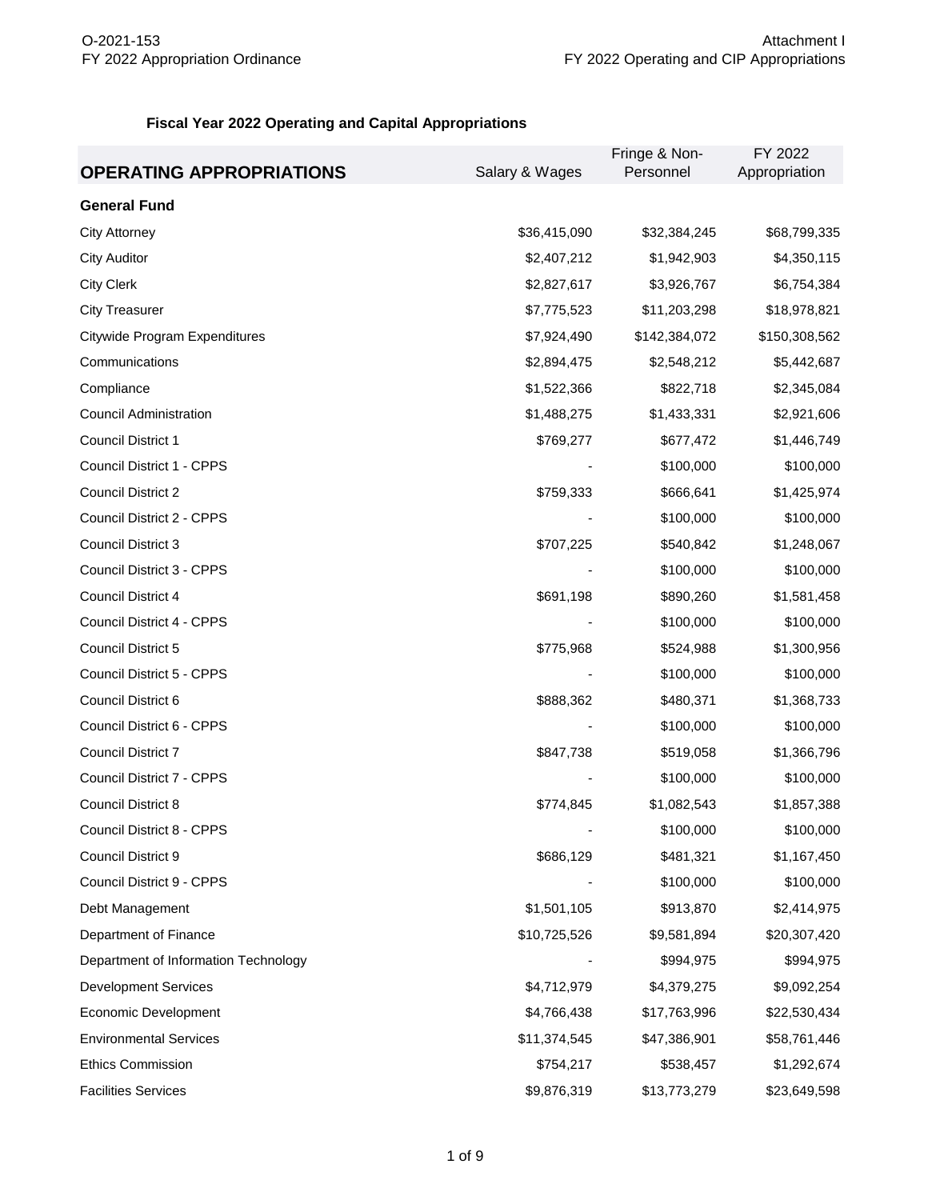**Fiscal Year 2022 Operating and Capital Appropriations**

| OPERATING APPROPRIATIONS | Salary & Wages | Fringe & Non-Personnel | FY 2022 Appropriation |
|---|---|---|---|
| **General Fund** | | | |
| City Attorney | $36,415,090 | $32,384,245 | $68,799,335 |
| City Auditor | $2,407,212 | $1,942,903 | $4,350,115 |
| City Clerk | $2,827,617 | $3,926,767 | $6,754,384 |
| City Treasurer | $7,775,523 | $11,203,298 | $18,978,821 |
| Citywide Program Expenditures | $7,924,490 | $142,384,072 | $150,308,562 |
| Communications | $2,894,475 | $2,548,212 | $5,442,687 |
| Compliance | $1,522,366 | $822,718 | $2,345,084 |
| Council Administration | $1,488,275 | $1,433,331 | $2,921,606 |
| Council District 1 | $769,277 | $677,472 | $1,446,749 |
| Council District 1 - CPPS | - | $100,000 | $100,000 |
| Council District 2 | $759,333 | $666,641 | $1,425,974 |
| Council District 2 - CPPS | - | $100,000 | $100,000 |
| Council District 3 | $707,225 | $540,842 | $1,248,067 |
| Council District 3 - CPPS | - | $100,000 | $100,000 |
| Council District 4 | $691,198 | $890,260 | $1,581,458 |
| Council District 4 - CPPS | - | $100,000 | $100,000 |
| Council District 5 | $775,968 | $524,988 | $1,300,956 |
| Council District 5 - CPPS | - | $100,000 | $100,000 |
| Council District 6 | $888,362 | $480,371 | $1,368,733 |
| Council District 6 - CPPS | - | $100,000 | $100,000 |
| Council District 7 | $847,738 | $519,058 | $1,366,796 |
| Council District 7 - CPPS | - | $100,000 | $100,000 |
| Council District 8 | $774,845 | $1,082,543 | $1,857,388 |
| Council District 8 - CPPS | - | $100,000 | $100,000 |
| Council District 9 | $686,129 | $481,321 | $1,167,450 |
| Council District 9 - CPPS | - | $100,000 | $100,000 |
| Debt Management | $1,501,105 | $913,870 | $2,414,975 |
| Department of Finance | $10,725,526 | $9,581,894 | $20,307,420 |
| Department of Information Technology | - | $994,975 | $994,975 |
| Development Services | $4,712,979 | $4,379,275 | $9,092,254 |
| Economic Development | $4,766,438 | $17,763,996 | $22,530,434 |
| Environmental Services | $11,374,545 | $47,386,901 | $58,761,446 |
| Ethics Commission | $754,217 | $538,457 | $1,292,674 |
| Facilities Services | $9,876,319 | $13,773,279 | $23,649,598 |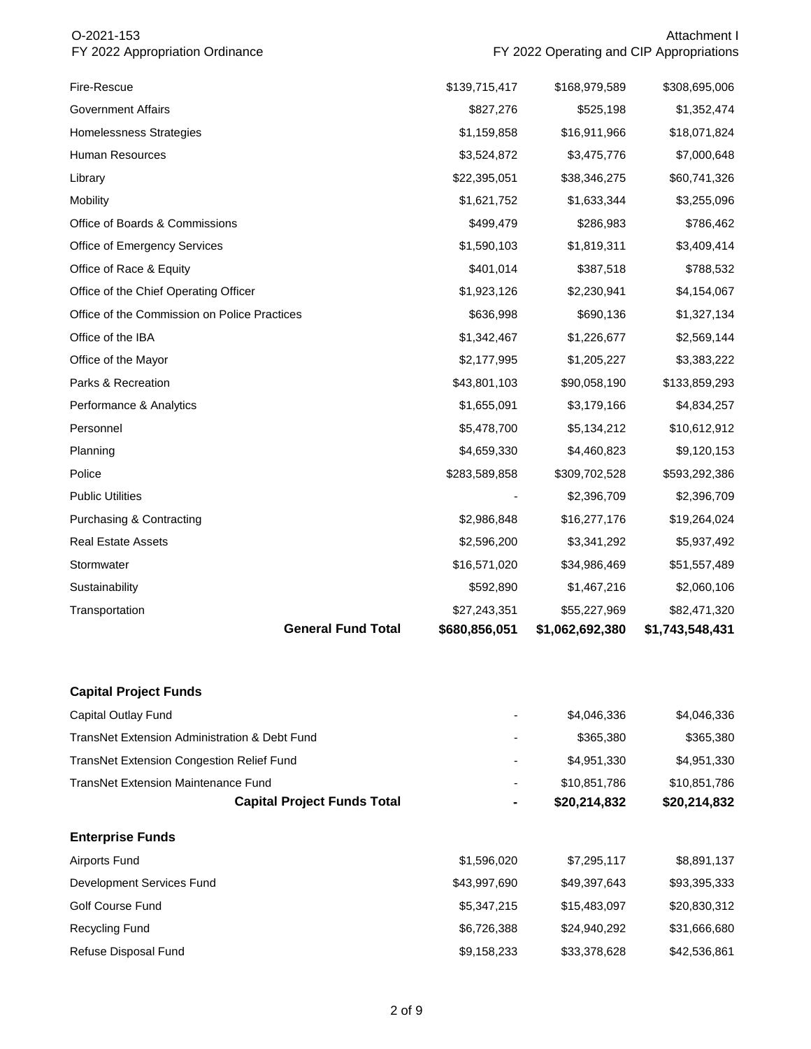| | | | |
|---|---|---|---|
| Fire-Rescue | $139,715,417 | $168,979,589 | $308,695,006 |
| Government Affairs | $827,276 | $525,198 | $1,352,474 |
| Homelessness Strategies | $1,159,858 | $16,911,966 | $18,071,824 |
| Human Resources | $3,524,872 | $3,475,776 | $7,000,648 |
| Library | $22,395,051 | $38,346,275 | $60,741,326 |
| Mobility | $1,621,752 | $1,633,344 | $3,255,096 |
| Office of Boards & Commissions | $499,479 | $286,983 | $786,462 |
| Office of Emergency Services | $1,590,103 | $1,819,311 | $3,409,414 |
| Office of Race & Equity | $401,014 | $387,518 | $788,532 |
| Office of the Chief Operating Officer | $1,923,126 | $2,230,941 | $4,154,067 |
| Office of the Commission on Police Practices | $636,998 | $690,136 | $1,327,134 |
| Office of the IBA | $1,342,467 | $1,226,677 | $2,569,144 |
| Office of the Mayor | $2,177,995 | $1,205,227 | $3,383,222 |
| Parks & Recreation | $43,801,103 | $90,058,190 | $133,859,293 |
| Performance & Analytics | $1,655,091 | $3,179,166 | $4,834,257 |
| Personnel | $5,478,700 | $5,134,212 | $10,612,912 |
| Planning | $4,659,330 | $4,460,823 | $9,120,153 |
| Police | $283,589,858 | $309,702,528 | $593,292,386 |
| Public Utilities | - | $2,396,709 | $2,396,709 |
| Purchasing & Contracting | $2,986,848 | $16,277,176 | $19,264,024 |
| Real Estate Assets | $2,596,200 | $3,341,292 | $5,937,492 |
| Stormwater | $16,571,020 | $34,986,469 | $51,557,489 |
| Sustainability | $592,890 | $1,467,216 | $2,060,106 |
| Transportation | $27,243,351 | $55,227,969 | $82,471,320 |
| **General Fund Total** | **$680,856,051** | **$1,062,692,380** | **$1,743,548,431** |

**Capital Project Funds**

| | | | |
|---|---|---|---|
| Capital Outlay Fund | - | $4,046,336 | $4,046,336 |
| TransNet Extension Administration & Debt Fund | - | $365,380 | $365,380 |
| TransNet Extension Congestion Relief Fund | - | $4,951,330 | $4,951,330 |
| TransNet Extension Maintenance Fund | - | $10,851,786 | $10,851,786 |
| **Capital Project Funds Total** | **-** | **$20,214,832** | **$20,214,832** |

**Enterprise Funds**

| | | | |
|---|---|---|---|
| Airports Fund | $1,596,020 | $7,295,117 | $8,891,137 |
| Development Services Fund | $43,997,690 | $49,397,643 | $93,395,333 |
| Golf Course Fund | $5,347,215 | $15,483,097 | $20,830,312 |
| Recycling Fund | $6,726,388 | $24,940,292 | $31,666,680 |
| Refuse Disposal Fund | $9,158,233 | $33,378,628 | $42,536,861 |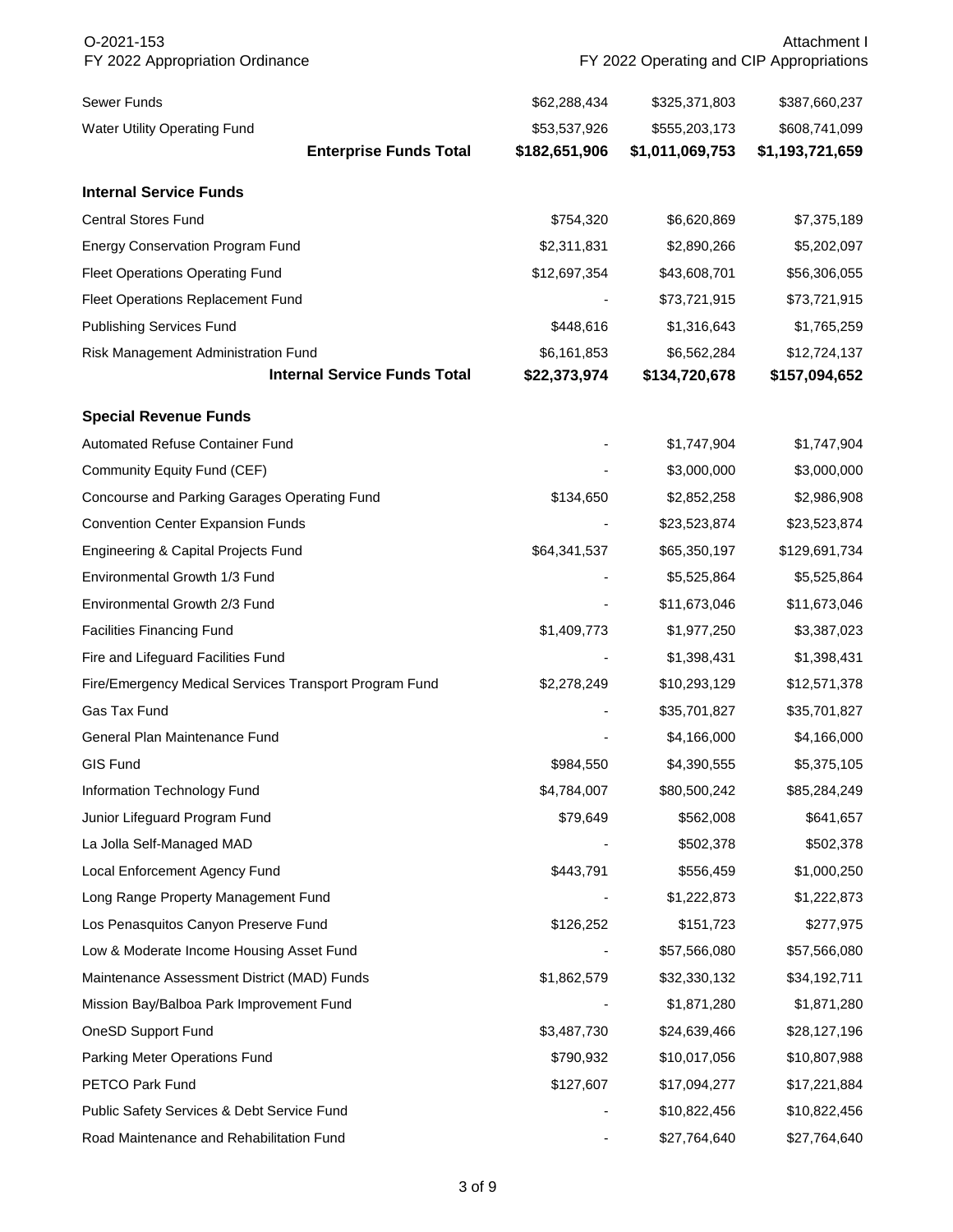| | | | |
|---|---|---|---|
| Sewer Funds | $62,288,434 | $325,371,803 | $387,660,237 |
| Water Utility Operating Fund | $53,537,926 | $555,203,173 | $608,741,099 |
| **Enterprise Funds Total** | **$182,651,906** | **$1,011,069,753** | **$1,193,721,659** |
| **Internal Service Funds** | | | |
| Central Stores Fund | $754,320 | $6,620,869 | $7,375,189 |
| Energy Conservation Program Fund | $2,311,831 | $2,890,266 | $5,202,097 |
| Fleet Operations Operating Fund | $12,697,354 | $43,608,701 | $56,306,055 |
| Fleet Operations Replacement Fund | - | $73,721,915 | $73,721,915 |
| Publishing Services Fund | $448,616 | $1,316,643 | $1,765,259 |
| Risk Management Administration Fund | $6,161,853 | $6,562,284 | $12,724,137 |
| **Internal Service Funds Total** | **$22,373,974** | **$134,720,678** | **$157,094,652** |
| **Special Revenue Funds** | | | |
| Automated Refuse Container Fund | - | $1,747,904 | $1,747,904 |
| Community Equity Fund (CEF) | - | $3,000,000 | $3,000,000 |
| Concourse and Parking Garages Operating Fund | $134,650 | $2,852,258 | $2,986,908 |
| Convention Center Expansion Funds | - | $23,523,874 | $23,523,874 |
| Engineering & Capital Projects Fund | $64,341,537 | $65,350,197 | $129,691,734 |
| Environmental Growth 1/3 Fund | - | $5,525,864 | $5,525,864 |
| Environmental Growth 2/3 Fund | - | $11,673,046 | $11,673,046 |
| Facilities Financing Fund | $1,409,773 | $1,977,250 | $3,387,023 |
| Fire and Lifeguard Facilities Fund | - | $1,398,431 | $1,398,431 |
| Fire/Emergency Medical Services Transport Program Fund | $2,278,249 | $10,293,129 | $12,571,378 |
| Gas Tax Fund | - | $35,701,827 | $35,701,827 |
| General Plan Maintenance Fund | - | $4,166,000 | $4,166,000 |
| GIS Fund | $984,550 | $4,390,555 | $5,375,105 |
| Information Technology Fund | $4,784,007 | $80,500,242 | $85,284,249 |
| Junior Lifeguard Program Fund | $79,649 | $562,008 | $641,657 |
| La Jolla Self-Managed MAD | - | $502,378 | $502,378 |
| Local Enforcement Agency Fund | $443,791 | $556,459 | $1,000,250 |
| Long Range Property Management Fund | - | $1,222,873 | $1,222,873 |
| Los Penasquitos Canyon Preserve Fund | $126,252 | $151,723 | $277,975 |
| Low & Moderate Income Housing Asset Fund | - | $57,566,080 | $57,566,080 |
| Maintenance Assessment District (MAD) Funds | $1,862,579 | $32,330,132 | $34,192,711 |
| Mission Bay/Balboa Park Improvement Fund | - | $1,871,280 | $1,871,280 |
| OneSD Support Fund | $3,487,730 | $24,639,466 | $28,127,196 |
| Parking Meter Operations Fund | $790,932 | $10,017,056 | $10,807,988 |
| PETCO Park Fund | $127,607 | $17,094,277 | $17,221,884 |
| Public Safety Services & Debt Service Fund | - | $10,822,456 | $10,822,456 |
| Road Maintenance and Rehabilitation Fund | - | $27,764,640 | $27,764,640 |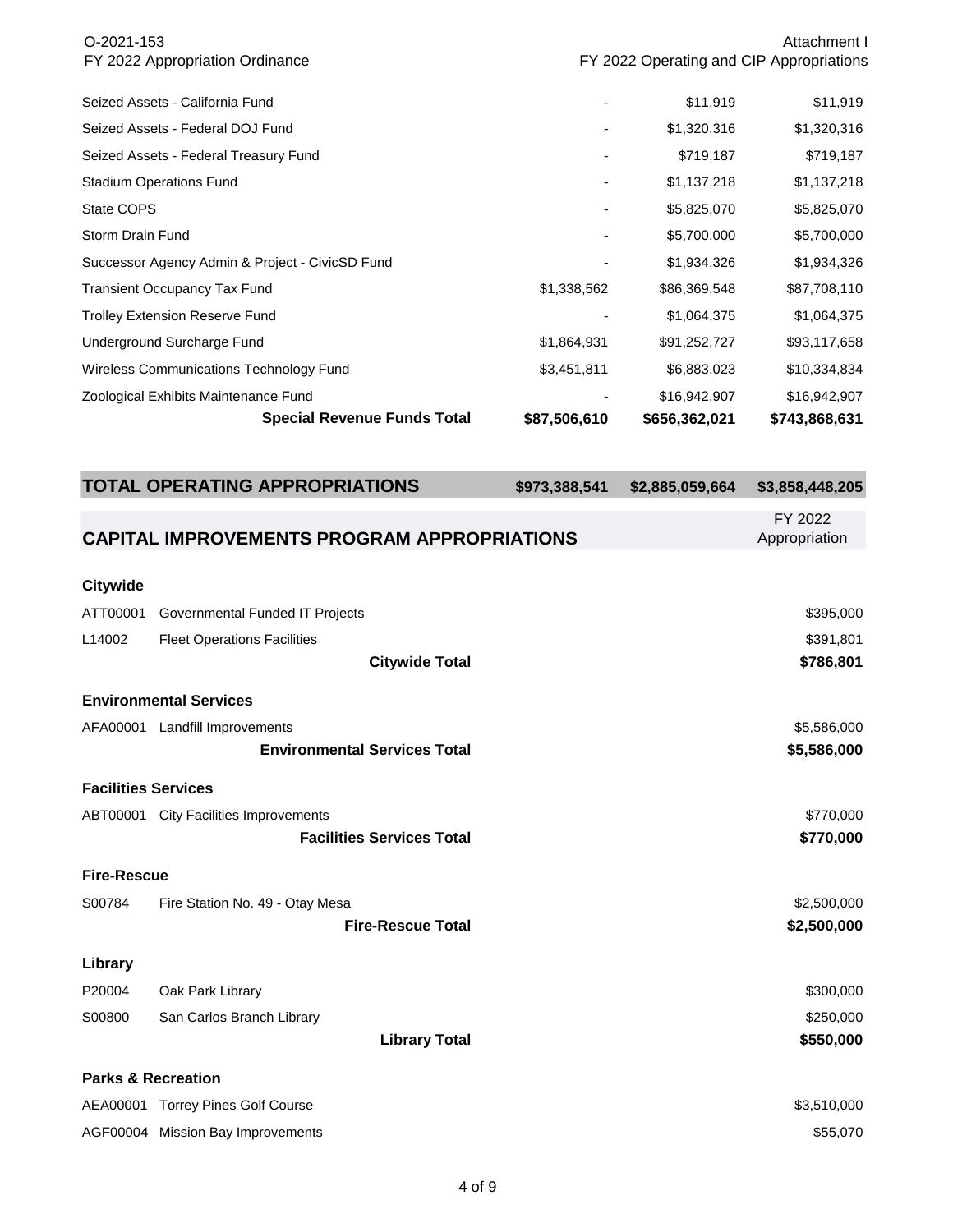| | | | |
|---|---|---|---|
| Seized Assets - California Fund | - | $11,919 | $11,919 |
| Seized Assets - Federal DOJ Fund | - | $1,320,316 | $1,320,316 |
| Seized Assets - Federal Treasury Fund | - | $719,187 | $719,187 |
| Stadium Operations Fund | - | $1,137,218 | $1,137,218 |
| State COPS | - | $5,825,070 | $5,825,070 |
| Storm Drain Fund | - | $5,700,000 | $5,700,000 |
| Successor Agency Admin & Project - CivicSD Fund | - | $1,934,326 | $1,934,326 |
| Transient Occupancy Tax Fund | $1,338,562 | $86,369,548 | $87,708,110 |
| Trolley Extension Reserve Fund | - | $1,064,375 | $1,064,375 |
| Underground Surcharge Fund | $1,864,931 | $91,252,727 | $93,117,658 |
| Wireless Communications Technology Fund | $3,451,811 | $6,883,023 | $10,334,834 |
| Zoological Exhibits Maintenance Fund | - | $16,942,907 | $16,942,907 |
| **Special Revenue Funds Total** | **$87,506,610** | **$656,362,021** | **$743,868,631** |

| | | | |
|---|---|---|---|
| **TOTAL OPERATING APPROPRIATIONS** | **$973,388,541** | **$2,885,059,664** | **$3,858,448,205** |

## CAPITAL IMPROVEMENTS PROGRAM APPROPRIATIONS

| | | FY 2022 Appropriation |
|---|---|---|
| **Citywide** | | |
| ATT00001 | Governmental Funded IT Projects | $395,000 |
| L14002 | Fleet Operations Facilities | $391,801 |
| | **Citywide Total** | **$786,801** |
| **Environmental Services** | | |
| AFA00001 | Landfill Improvements | $5,586,000 |
| | **Environmental Services Total** | **$5,586,000** |
| **Facilities Services** | | |
| ABT00001 | City Facilities Improvements | $770,000 |
| | **Facilities Services Total** | **$770,000** |
| **Fire-Rescue** | | |
| S00784 | Fire Station No. 49 - Otay Mesa | $2,500,000 |
| | **Fire-Rescue Total** | **$2,500,000** |
| **Library** | | |
| P20004 | Oak Park Library | $300,000 |
| S00800 | San Carlos Branch Library | $250,000 |
| | **Library Total** | **$550,000** |
| **Parks & Recreation** | | |
| AEA00001 | Torrey Pines Golf Course | $3,510,000 |
| AGF00004 | Mission Bay Improvements | $55,070 |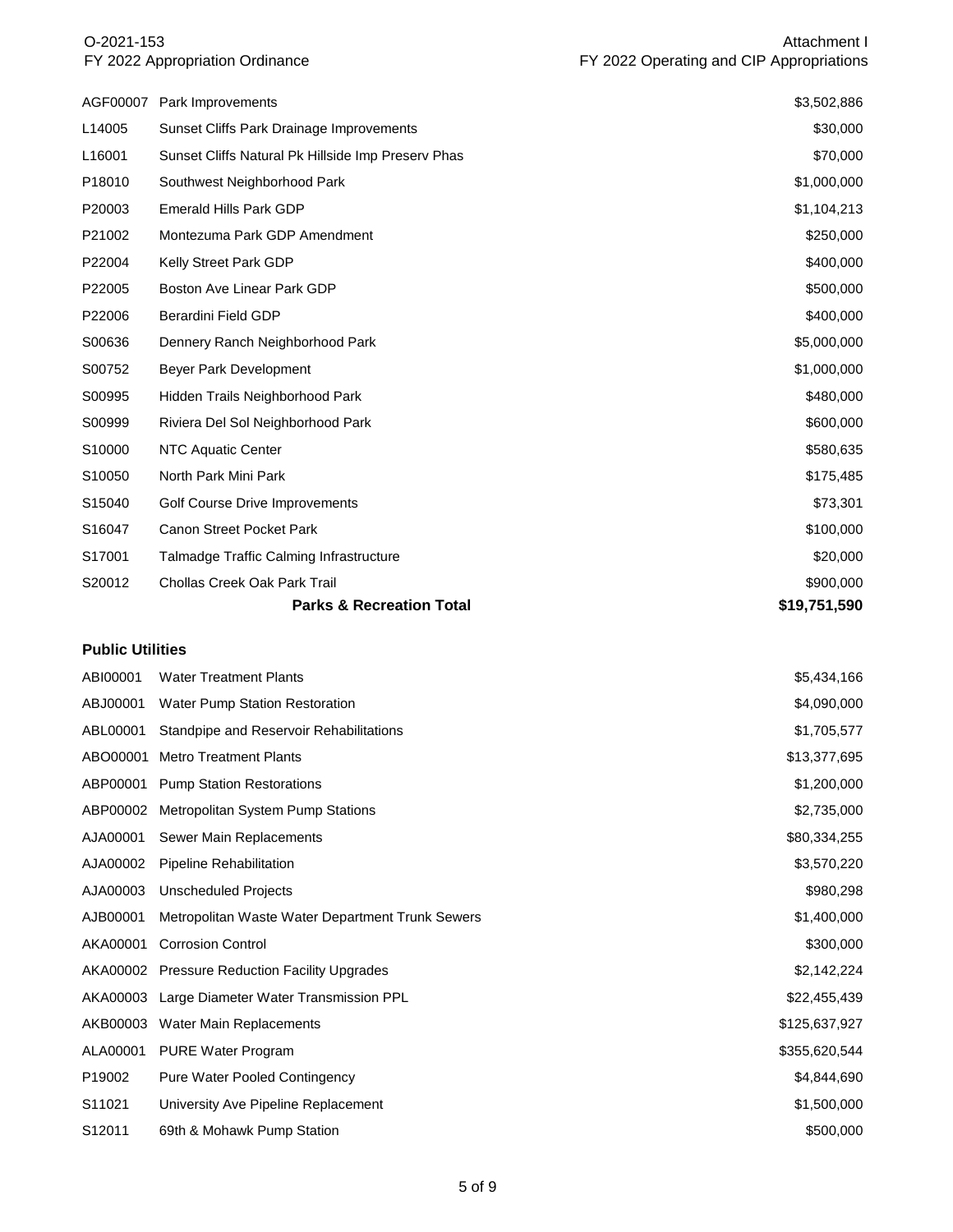| | | |
|---|---|---|
| AGF00007 | Park Improvements | $3,502,886 |
| L14005 | Sunset Cliffs Park Drainage Improvements | $30,000 |
| L16001 | Sunset Cliffs Natural Pk Hillside Imp Preserv Phas | $70,000 |
| P18010 | Southwest Neighborhood Park | $1,000,000 |
| P20003 | Emerald Hills Park GDP | $1,104,213 |
| P21002 | Montezuma Park GDP Amendment | $250,000 |
| P22004 | Kelly Street Park GDP | $400,000 |
| P22005 | Boston Ave Linear Park GDP | $500,000 |
| P22006 | Berardini Field GDP | $400,000 |
| S00636 | Dennery Ranch Neighborhood Park | $5,000,000 |
| S00752 | Beyer Park Development | $1,000,000 |
| S00995 | Hidden Trails Neighborhood Park | $480,000 |
| S00999 | Riviera Del Sol Neighborhood Park | $600,000 |
| S10000 | NTC Aquatic Center | $580,635 |
| S10050 | North Park Mini Park | $175,485 |
| S15040 | Golf Course Drive Improvements | $73,301 |
| S16047 | Canon Street Pocket Park | $100,000 |
| S17001 | Talmadge Traffic Calming Infrastructure | $20,000 |
| S20012 | Chollas Creek Oak Park Trail | $900,000 |
| | **Parks & Recreation Total** | **$19,751,590** |

**Public Utilities**

| | | |
|---|---|---|
| ABI00001 | Water Treatment Plants | $5,434,166 |
| ABJ00001 | Water Pump Station Restoration | $4,090,000 |
| ABL00001 | Standpipe and Reservoir Rehabilitations | $1,705,577 |
| ABO00001 | Metro Treatment Plants | $13,377,695 |
| ABP00001 | Pump Station Restorations | $1,200,000 |
| ABP00002 | Metropolitan System Pump Stations | $2,735,000 |
| AJA00001 | Sewer Main Replacements | $80,334,255 |
| AJA00002 | Pipeline Rehabilitation | $3,570,220 |
| AJA00003 | Unscheduled Projects | $980,298 |
| AJB00001 | Metropolitan Waste Water Department Trunk Sewers | $1,400,000 |
| AKA00001 | Corrosion Control | $300,000 |
| AKA00002 | Pressure Reduction Facility Upgrades | $2,142,224 |
| AKA00003 | Large Diameter Water Transmission PPL | $22,455,439 |
| AKB00003 | Water Main Replacements | $125,637,927 |
| ALA00001 | PURE Water Program | $355,620,544 |
| P19002 | Pure Water Pooled Contingency | $4,844,690 |
| S11021 | University Ave Pipeline Replacement | $1,500,000 |
| S12011 | 69th & Mohawk Pump Station | $500,000 |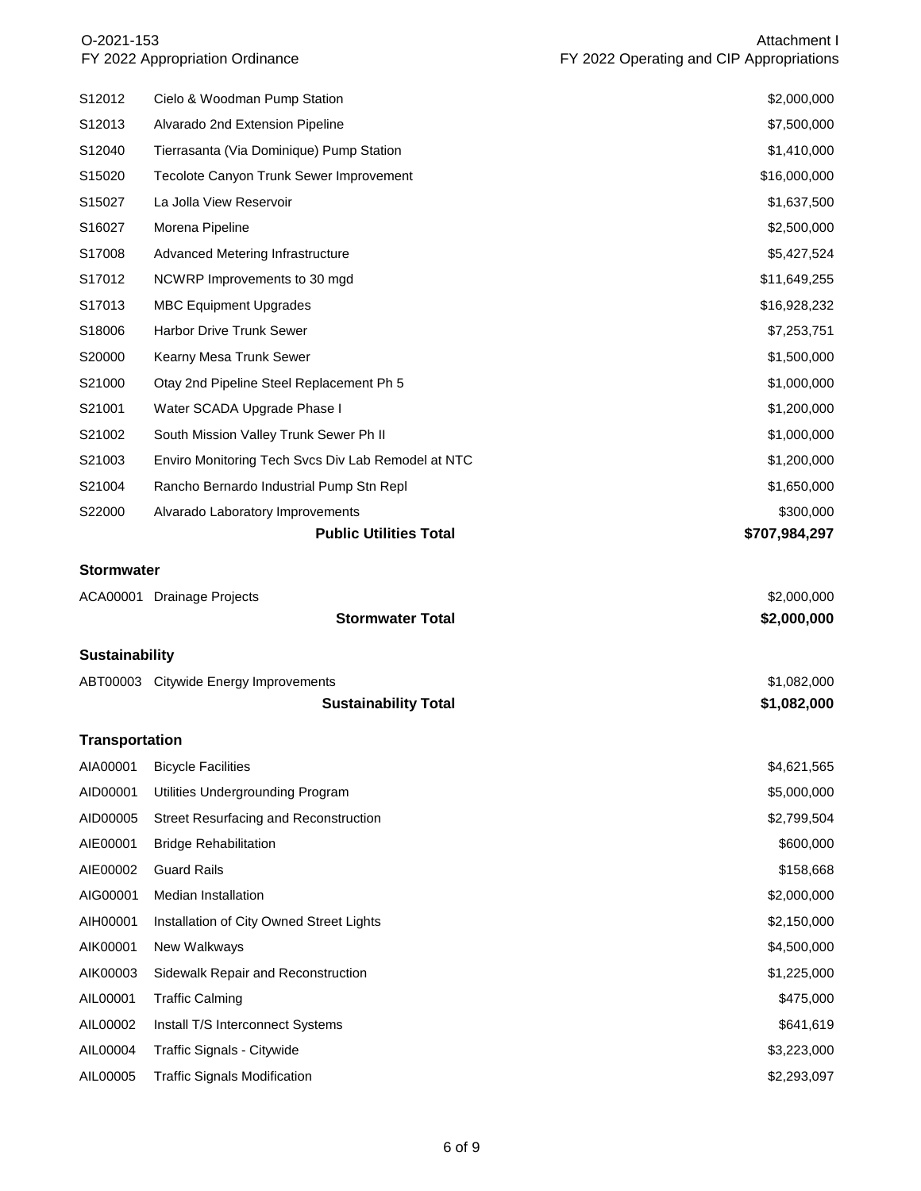| | | |
|---|---|---|
| S12012 | Cielo & Woodman Pump Station | $2,000,000 |
| S12013 | Alvarado 2nd Extension Pipeline | $7,500,000 |
| S12040 | Tierrasanta (Via Dominique) Pump Station | $1,410,000 |
| S15020 | Tecolote Canyon Trunk Sewer Improvement | $16,000,000 |
| S15027 | La Jolla View Reservoir | $1,637,500 |
| S16027 | Morena Pipeline | $2,500,000 |
| S17008 | Advanced Metering Infrastructure | $5,427,524 |
| S17012 | NCWRP Improvements to 30 mgd | $11,649,255 |
| S17013 | MBC Equipment Upgrades | $16,928,232 |
| S18006 | Harbor Drive Trunk Sewer | $7,253,751 |
| S20000 | Kearny Mesa Trunk Sewer | $1,500,000 |
| S21000 | Otay 2nd Pipeline Steel Replacement Ph 5 | $1,000,000 |
| S21001 | Water SCADA Upgrade Phase I | $1,200,000 |
| S21002 | South Mission Valley Trunk Sewer Ph II | $1,000,000 |
| S21003 | Enviro Monitoring Tech Svcs Div Lab Remodel at NTC | $1,200,000 |
| S21004 | Rancho Bernardo Industrial Pump Stn Repl | $1,650,000 |
| S22000 | Alvarado Laboratory Improvements | $300,000 |
| | **Public Utilities Total** | **$707,984,297** |

**Stormwater**

| | | |
|---|---|---|
| ACA00001 | Drainage Projects | $2,000,000 |
| | **Stormwater Total** | **$2,000,000** |

**Sustainability**

| | | |
|---|---|---|
| ABT00003 | Citywide Energy Improvements | $1,082,000 |
| | **Sustainability Total** | **$1,082,000** |

**Transportation**

| | | |
|---|---|---|
| AIA00001 | Bicycle Facilities | $4,621,565 |
| AID00001 | Utilities Undergrounding Program | $5,000,000 |
| AID00005 | Street Resurfacing and Reconstruction | $2,799,504 |
| AIE00001 | Bridge Rehabilitation | $600,000 |
| AIE00002 | Guard Rails | $158,668 |
| AIG00001 | Median Installation | $2,000,000 |
| AIH00001 | Installation of City Owned Street Lights | $2,150,000 |
| AIK00001 | New Walkways | $4,500,000 |
| AIK00003 | Sidewalk Repair and Reconstruction | $1,225,000 |
| AIL00001 | Traffic Calming | $475,000 |
| AIL00002 | Install T/S Interconnect Systems | $641,619 |
| AIL00004 | Traffic Signals - Citywide | $3,223,000 |
| AIL00005 | Traffic Signals Modification | $2,293,097 |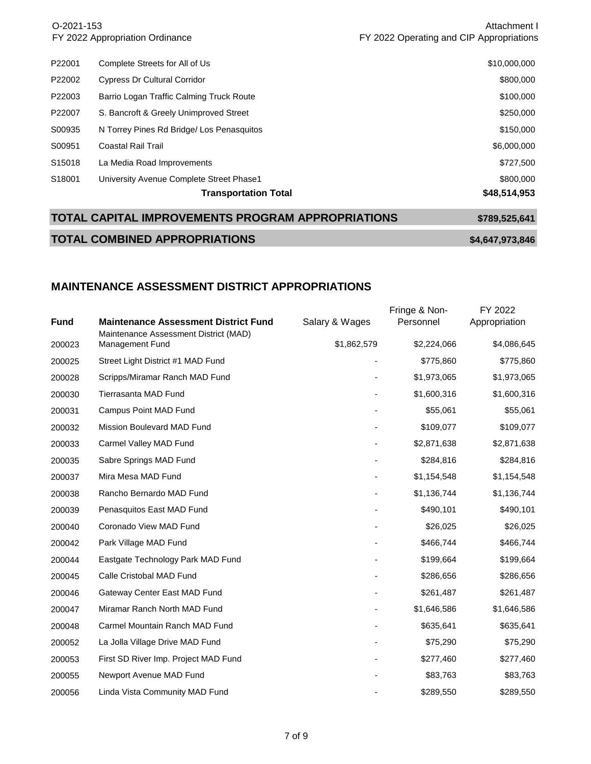| | | |
|---|---|---|
| P22001 | Complete Streets for All of Us | $10,000,000 |
| P22002 | Cypress Dr Cultural Corridor | $800,000 |
| P22003 | Barrio Logan Traffic Calming Truck Route | $100,000 |
| P22007 | S. Bancroft & Greely Unimproved Street | $250,000 |
| S00935 | N Torrey Pines Rd Bridge/ Los Penasquitos | $150,000 |
| S00951 | Coastal Rail Trail | $6,000,000 |
| S15018 | La Media Road Improvements | $727,500 |
| S18001 | University Avenue Complete Street Phase1 | $800,000 |
| | **Transportation Total** | **$48,514,953** |

| | |
|---|---|
| **TOTAL CAPITAL IMPROVEMENTS PROGRAM APPROPRIATIONS** | **$789,525,641** |
| **TOTAL COMBINED APPROPRIATIONS** | **$4,647,973,846** |

## MAINTENANCE ASSESSMENT DISTRICT APPROPRIATIONS

| Fund | Maintenance Assessment District Fund | Salary & Wages | Fringe & Non-Personnel | FY 2022 Appropriation |
|---|---|---|---|---|
| 200023 | Maintenance Assessment District (MAD) Management Fund | $1,862,579 | $2,224,066 | $4,086,645 |
| 200025 | Street Light District #1 MAD Fund | - | $775,860 | $775,860 |
| 200028 | Scripps/Miramar Ranch MAD Fund | - | $1,973,065 | $1,973,065 |
| 200030 | Tierrasanta MAD Fund | - | $1,600,316 | $1,600,316 |
| 200031 | Campus Point MAD Fund | - | $55,061 | $55,061 |
| 200032 | Mission Boulevard MAD Fund | - | $109,077 | $109,077 |
| 200033 | Carmel Valley MAD Fund | - | $2,871,638 | $2,871,638 |
| 200035 | Sabre Springs MAD Fund | - | $284,816 | $284,816 |
| 200037 | Mira Mesa MAD Fund | - | $1,154,548 | $1,154,548 |
| 200038 | Rancho Bernardo MAD Fund | - | $1,136,744 | $1,136,744 |
| 200039 | Penasquitos East MAD Fund | - | $490,101 | $490,101 |
| 200040 | Coronado View MAD Fund | - | $26,025 | $26,025 |
| 200042 | Park Village MAD Fund | - | $466,744 | $466,744 |
| 200044 | Eastgate Technology Park MAD Fund | - | $199,664 | $199,664 |
| 200045 | Calle Cristobal MAD Fund | - | $286,656 | $286,656 |
| 200046 | Gateway Center East MAD Fund | - | $261,487 | $261,487 |
| 200047 | Miramar Ranch North MAD Fund | - | $1,646,586 | $1,646,586 |
| 200048 | Carmel Mountain Ranch MAD Fund | - | $635,641 | $635,641 |
| 200052 | La Jolla Village Drive MAD Fund | - | $75,290 | $75,290 |
| 200053 | First SD River Imp. Project MAD Fund | - | $277,460 | $277,460 |
| 200055 | Newport Avenue MAD Fund | - | $83,763 | $83,763 |
| 200056 | Linda Vista Community MAD Fund | - | $289,550 | $289,550 |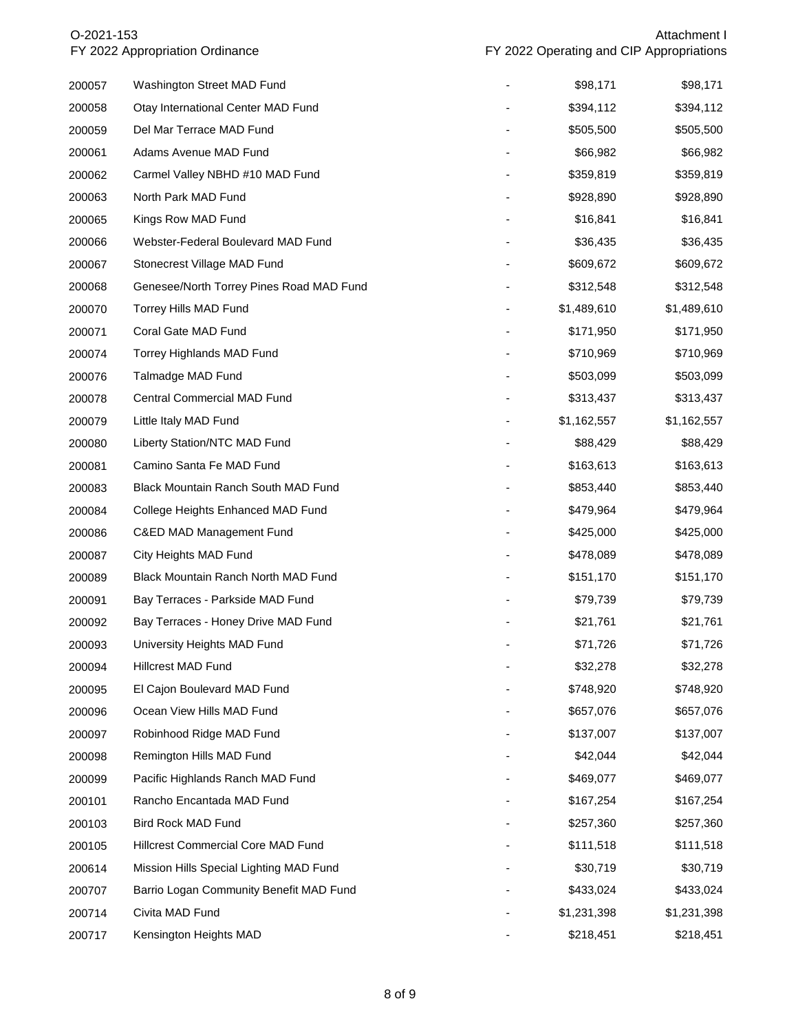| | | | | |
|---|---|---|---|---|
| 200057 | Washington Street MAD Fund | - | $98,171 | $98,171 |
| 200058 | Otay International Center MAD Fund | - | $394,112 | $394,112 |
| 200059 | Del Mar Terrace MAD Fund | - | $505,500 | $505,500 |
| 200061 | Adams Avenue MAD Fund | - | $66,982 | $66,982 |
| 200062 | Carmel Valley NBHD #10 MAD Fund | - | $359,819 | $359,819 |
| 200063 | North Park MAD Fund | - | $928,890 | $928,890 |
| 200065 | Kings Row MAD Fund | - | $16,841 | $16,841 |
| 200066 | Webster-Federal Boulevard MAD Fund | - | $36,435 | $36,435 |
| 200067 | Stonecrest Village MAD Fund | - | $609,672 | $609,672 |
| 200068 | Genesee/North Torrey Pines Road MAD Fund | - | $312,548 | $312,548 |
| 200070 | Torrey Hills MAD Fund | - | $1,489,610 | $1,489,610 |
| 200071 | Coral Gate MAD Fund | - | $171,950 | $171,950 |
| 200074 | Torrey Highlands MAD Fund | - | $710,969 | $710,969 |
| 200076 | Talmadge MAD Fund | - | $503,099 | $503,099 |
| 200078 | Central Commercial MAD Fund | - | $313,437 | $313,437 |
| 200079 | Little Italy MAD Fund | - | $1,162,557 | $1,162,557 |
| 200080 | Liberty Station/NTC MAD Fund | - | $88,429 | $88,429 |
| 200081 | Camino Santa Fe MAD Fund | - | $163,613 | $163,613 |
| 200083 | Black Mountain Ranch South MAD Fund | - | $853,440 | $853,440 |
| 200084 | College Heights Enhanced MAD Fund | - | $479,964 | $479,964 |
| 200086 | C&ED MAD Management Fund | - | $425,000 | $425,000 |
| 200087 | City Heights MAD Fund | - | $478,089 | $478,089 |
| 200089 | Black Mountain Ranch North MAD Fund | - | $151,170 | $151,170 |
| 200091 | Bay Terraces - Parkside MAD Fund | - | $79,739 | $79,739 |
| 200092 | Bay Terraces - Honey Drive MAD Fund | - | $21,761 | $21,761 |
| 200093 | University Heights MAD Fund | - | $71,726 | $71,726 |
| 200094 | Hillcrest MAD Fund | - | $32,278 | $32,278 |
| 200095 | El Cajon Boulevard MAD Fund | - | $748,920 | $748,920 |
| 200096 | Ocean View Hills MAD Fund | - | $657,076 | $657,076 |
| 200097 | Robinhood Ridge MAD Fund | - | $137,007 | $137,007 |
| 200098 | Remington Hills MAD Fund | - | $42,044 | $42,044 |
| 200099 | Pacific Highlands Ranch MAD Fund | - | $469,077 | $469,077 |
| 200101 | Rancho Encantada MAD Fund | - | $167,254 | $167,254 |
| 200103 | Bird Rock MAD Fund | - | $257,360 | $257,360 |
| 200105 | Hillcrest Commercial Core MAD Fund | - | $111,518 | $111,518 |
| 200614 | Mission Hills Special Lighting MAD Fund | - | $30,719 | $30,719 |
| 200707 | Barrio Logan Community Benefit MAD Fund | - | $433,024 | $433,024 |
| 200714 | Civita MAD Fund | - | $1,231,398 | $1,231,398 |
| 200717 | Kensington Heights MAD | - | $218,451 | $218,451 |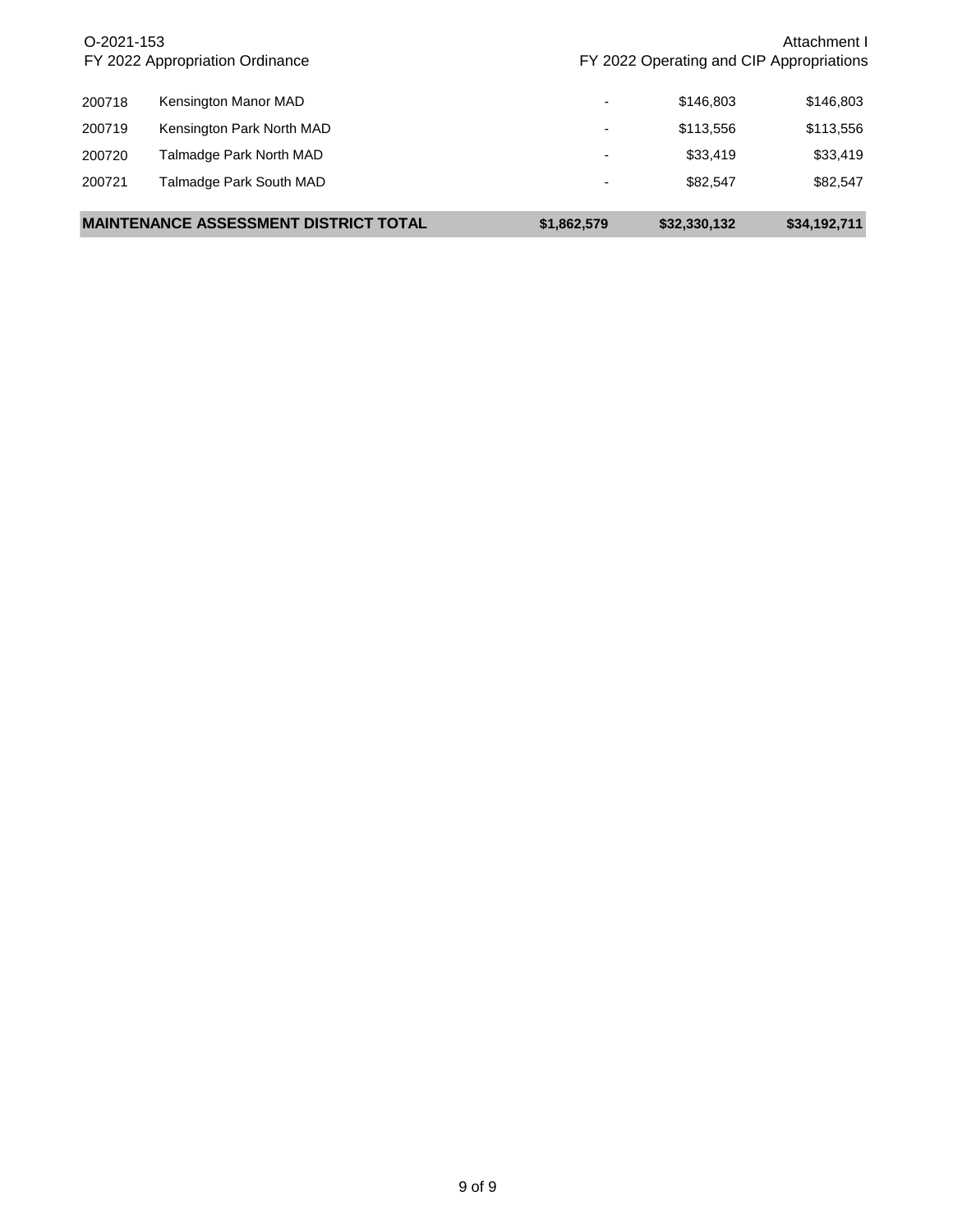| | | | | |
|---|---|---|---|---|
| 200718 | Kensington Manor MAD | - | $146,803 | $146,803 |
| 200719 | Kensington Park North MAD | - | $113,556 | $113,556 |
| 200720 | Talmadge Park North MAD | - | $33,419 | $33,419 |
| 200721 | Talmadge Park South MAD | - | $82,547 | $82,547 |
| **MAINTENANCE ASSESSMENT DISTRICT TOTAL** | | **$1,862,579** | **$32,330,132** | **$34,192,711** |